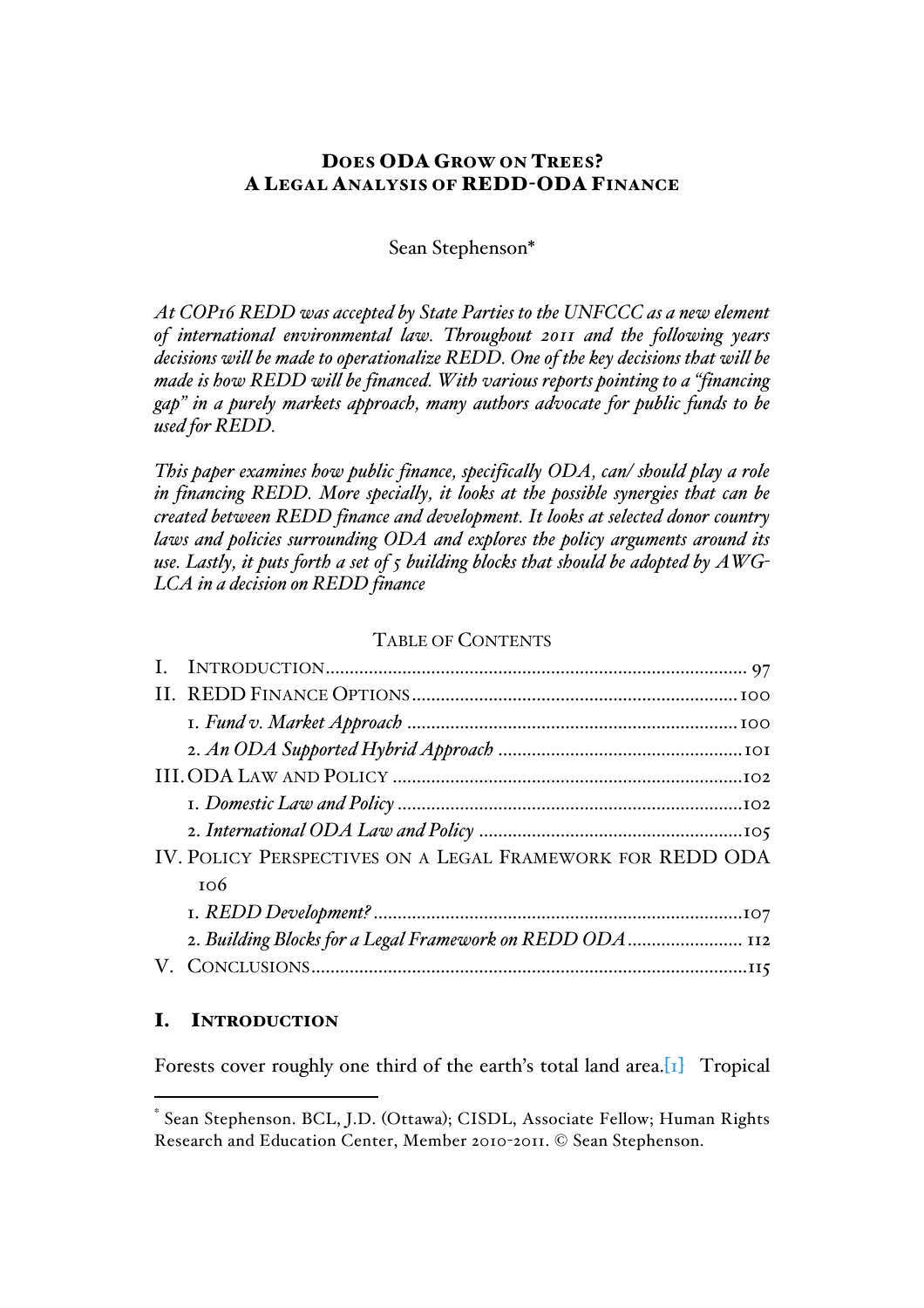# DOES ODA GROW ON TREES?
# A LEGAL ANALYSIS OF REDD-ODA FINANCE

Sean Stephenson*

*At COP16 REDD was accepted by State Parties to the UNFCCC as a new element of international environmental law. Throughout 2011 and the following years decisions will be made to operationalize REDD. One of the key decisions that will be made is how REDD will be financed. With various reports pointing to a "financing gap" in a purely markets approach, many authors advocate for public funds to be used for REDD.*

*This paper examines how public finance, specifically ODA, can/ should play a role in financing REDD. More specially, it looks at the possible synergies that can be created between REDD finance and development. It looks at selected donor country laws and policies surrounding ODA and explores the policy arguments around its use. Lastly, it puts forth a set of 5 building blocks that should be adopted by AWG-LCA in a decision on REDD finance*

TABLE OF CONTENTS

| | |
|---|---|
| I. INTRODUCTION | 97 |
| II. REDD FINANCE OPTIONS | 100 |
| 1. *Fund v. Market Approach* | 100 |
| 2. *An ODA Supported Hybrid Approach* | 101 |
| III. ODA LAW AND POLICY | 102 |
| 1. *Domestic Law and Policy* | 102 |
| 2. *International ODA Law and Policy* | 105 |
| IV. POLICY PERSPECTIVES ON A LEGAL FRAMEWORK FOR REDD ODA | 106 |
| 1. *REDD Development?* | 107 |
| 2. *Building Blocks for a Legal Framework on REDD ODA* | 112 |
| V. CONCLUSIONS | 115 |

## I. INTRODUCTION

Forests cover roughly one third of the earth's total land area.[1] Tropical

* Sean Stephenson. BCL, J.D. (Ottawa); CISDL, Associate Fellow; Human Rights Research and Education Center, Member 2010-2011. © Sean Stephenson.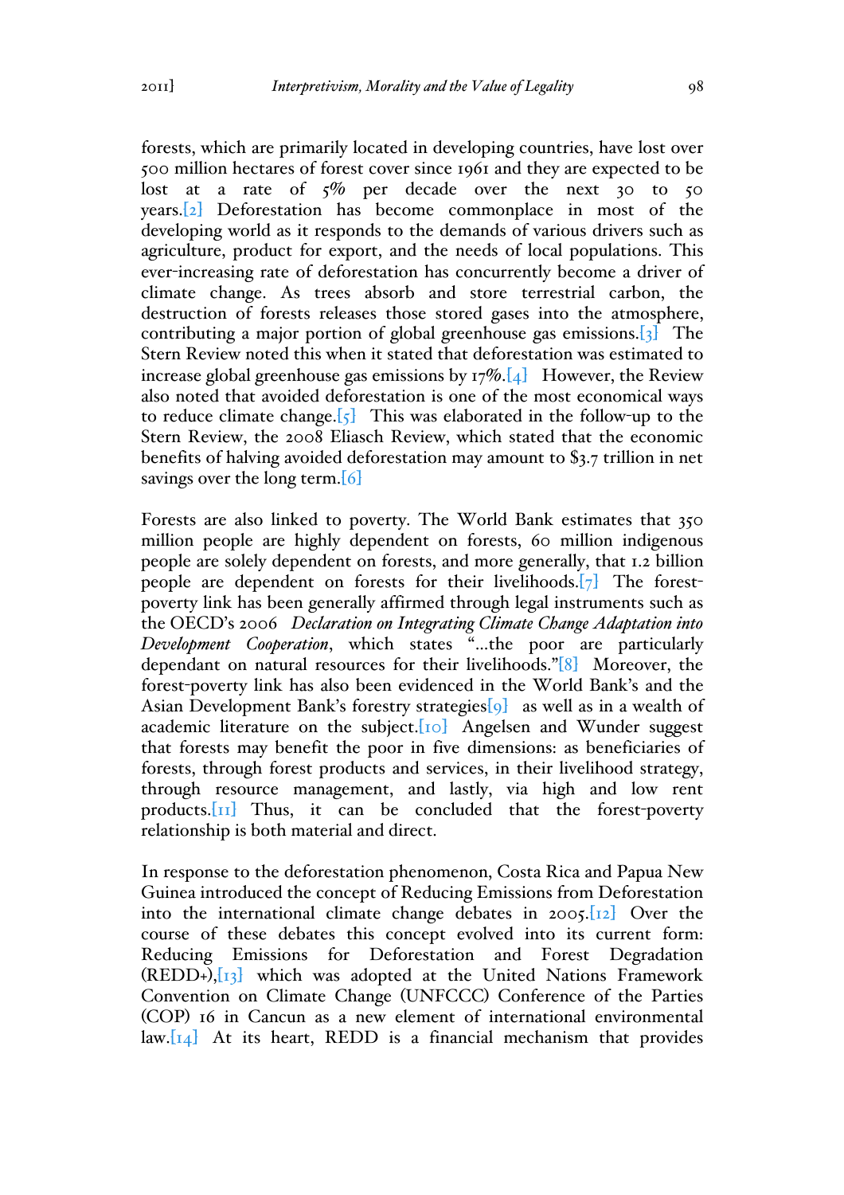forests, which are primarily located in developing countries, have lost over 500 million hectares of forest cover since 1961 and they are expected to be lost at a rate of 5% per decade over the next 30 to 50 years.[2] Deforestation has become commonplace in most of the developing world as it responds to the demands of various drivers such as agriculture, product for export, and the needs of local populations. This ever-increasing rate of deforestation has concurrently become a driver of climate change. As trees absorb and store terrestrial carbon, the destruction of forests releases those stored gases into the atmosphere, contributing a major portion of global greenhouse gas emissions.[3] The Stern Review noted this when it stated that deforestation was estimated to increase global greenhouse gas emissions by 17%.[4] However, the Review also noted that avoided deforestation is one of the most economical ways to reduce climate change.[5] This was elaborated in the follow-up to the Stern Review, the 2008 Eliasch Review, which stated that the economic benefits of halving avoided deforestation may amount to $3.7 trillion in net savings over the long term.[6]

Forests are also linked to poverty. The World Bank estimates that 350 million people are highly dependent on forests, 60 million indigenous people are solely dependent on forests, and more generally, that 1.2 billion people are dependent on forests for their livelihoods.[7] The forest-poverty link has been generally affirmed through legal instruments such as the OECD's 2006 *Declaration on Integrating Climate Change Adaptation into Development Cooperation*, which states "...the poor are particularly dependant on natural resources for their livelihoods."[8] Moreover, the forest-poverty link has also been evidenced in the World Bank's and the Asian Development Bank's forestry strategies[9] as well as in a wealth of academic literature on the subject.[10] Angelsen and Wunder suggest that forests may benefit the poor in five dimensions: as beneficiaries of forests, through forest products and services, in their livelihood strategy, through resource management, and lastly, via high and low rent products.[11] Thus, it can be concluded that the forest-poverty relationship is both material and direct.

In response to the deforestation phenomenon, Costa Rica and Papua New Guinea introduced the concept of Reducing Emissions from Deforestation into the international climate change debates in 2005.[12] Over the course of these debates this concept evolved into its current form: Reducing Emissions for Deforestation and Forest Degradation (REDD+),[13] which was adopted at the United Nations Framework Convention on Climate Change (UNFCCC) Conference of the Parties (COP) 16 in Cancun as a new element of international environmental law.[14] At its heart, REDD is a financial mechanism that provides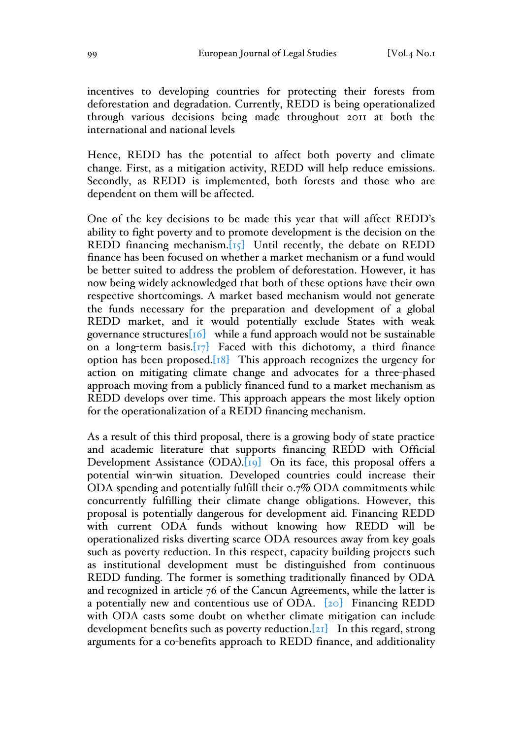incentives to developing countries for protecting their forests from deforestation and degradation. Currently, REDD is being operationalized through various decisions being made throughout 2011 at both the international and national levels

Hence, REDD has the potential to affect both poverty and climate change. First, as a mitigation activity, REDD will help reduce emissions. Secondly, as REDD is implemented, both forests and those who are dependent on them will be affected.

One of the key decisions to be made this year that will affect REDD's ability to fight poverty and to promote development is the decision on the REDD financing mechanism.[15] Until recently, the debate on REDD finance has been focused on whether a market mechanism or a fund would be better suited to address the problem of deforestation. However, it has now being widely acknowledged that both of these options have their own respective shortcomings. A market based mechanism would not generate the funds necessary for the preparation and development of a global REDD market, and it would potentially exclude States with weak governance structures[16] while a fund approach would not be sustainable on a long-term basis.[17] Faced with this dichotomy, a third finance option has been proposed.[18] This approach recognizes the urgency for action on mitigating climate change and advocates for a three-phased approach moving from a publicly financed fund to a market mechanism as REDD develops over time. This approach appears the most likely option for the operationalization of a REDD financing mechanism.

As a result of this third proposal, there is a growing body of state practice and academic literature that supports financing REDD with Official Development Assistance (ODA).[19] On its face, this proposal offers a potential win-win situation. Developed countries could increase their ODA spending and potentially fulfill their 0.7% ODA commitments while concurrently fulfilling their climate change obligations. However, this proposal is potentially dangerous for development aid. Financing REDD with current ODA funds without knowing how REDD will be operationalized risks diverting scarce ODA resources away from key goals such as poverty reduction. In this respect, capacity building projects such as institutional development must be distinguished from continuous REDD funding. The former is something traditionally financed by ODA and recognized in article 76 of the Cancun Agreements, while the latter is a potentially new and contentious use of ODA. [20] Financing REDD with ODA casts some doubt on whether climate mitigation can include development benefits such as poverty reduction.[21] In this regard, strong arguments for a co-benefits approach to REDD finance, and additionality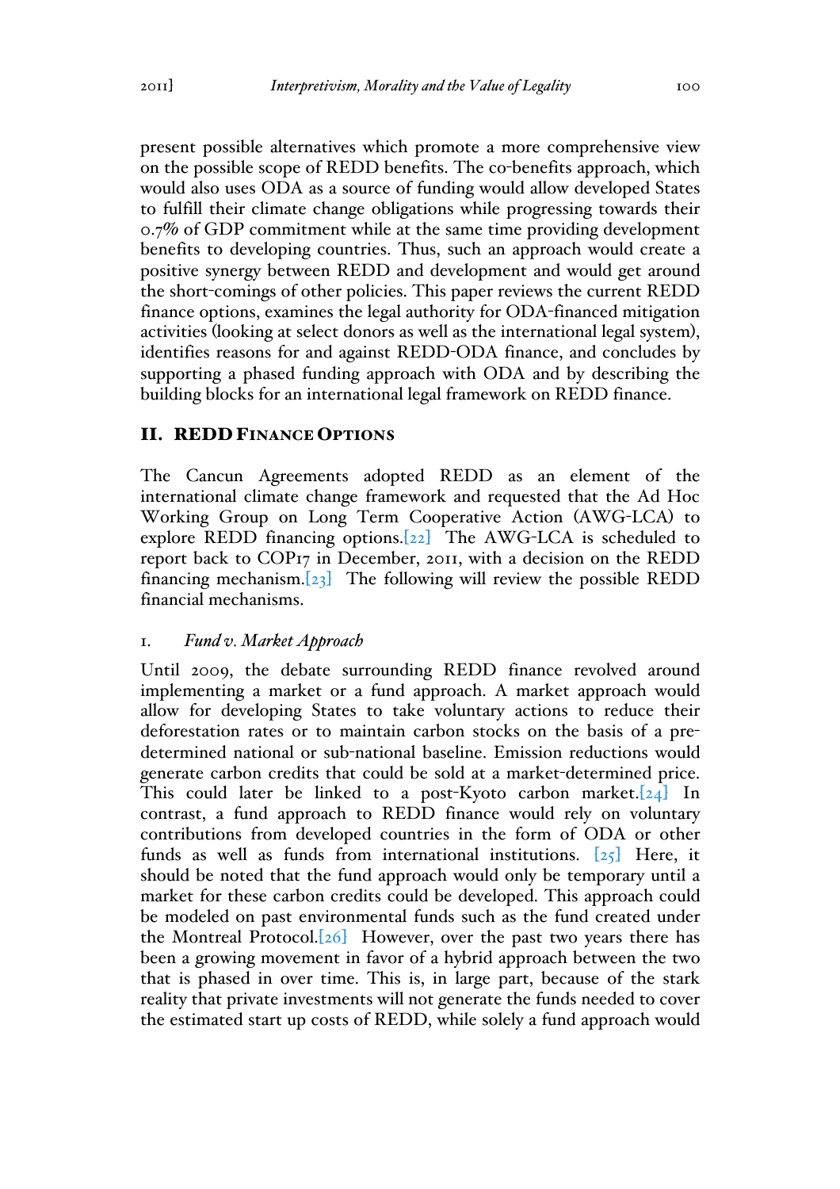present possible alternatives which promote a more comprehensive view on the possible scope of REDD benefits. The co-benefits approach, which would also uses ODA as a source of funding would allow developed States to fulfill their climate change obligations while progressing towards their 0.7% of GDP commitment while at the same time providing development benefits to developing countries. Thus, such an approach would create a positive synergy between REDD and development and would get around the short-comings of other policies. This paper reviews the current REDD finance options, examines the legal authority for ODA-financed mitigation activities (looking at select donors as well as the international legal system), identifies reasons for and against REDD-ODA finance, and concludes by supporting a phased funding approach with ODA and by describing the building blocks for an international legal framework on REDD finance.

## II. REDD Finance Options

The Cancun Agreements adopted REDD as an element of the international climate change framework and requested that the Ad Hoc Working Group on Long Term Cooperative Action (AWG-LCA) to explore REDD financing options.[22] The AWG-LCA is scheduled to report back to COP17 in December, 2011, with a decision on the REDD financing mechanism.[23] The following will review the possible REDD financial mechanisms.

### 1. *Fund v. Market Approach*

Until 2009, the debate surrounding REDD finance revolved around implementing a market or a fund approach. A market approach would allow for developing States to take voluntary actions to reduce their deforestation rates or to maintain carbon stocks on the basis of a pre-determined national or sub-national baseline. Emission reductions would generate carbon credits that could be sold at a market-determined price. This could later be linked to a post-Kyoto carbon market.[24] In contrast, a fund approach to REDD finance would rely on voluntary contributions from developed countries in the form of ODA or other funds as well as funds from international institutions. [25] Here, it should be noted that the fund approach would only be temporary until a market for these carbon credits could be developed. This approach could be modeled on past environmental funds such as the fund created under the Montreal Protocol.[26] However, over the past two years there has been a growing movement in favor of a hybrid approach between the two that is phased in over time. This is, in large part, because of the stark reality that private investments will not generate the funds needed to cover the estimated start up costs of REDD, while solely a fund approach would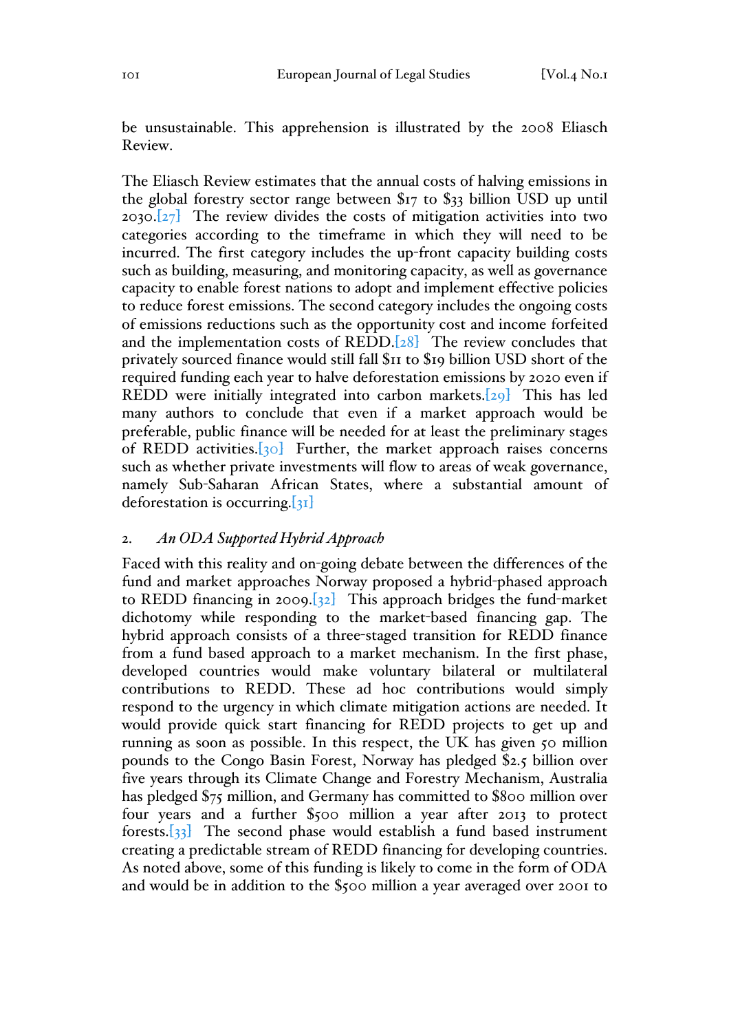be unsustainable. This apprehension is illustrated by the 2008 Eliasch Review.

The Eliasch Review estimates that the annual costs of halving emissions in the global forestry sector range between $17 to $33 billion USD up until 2030.[27] The review divides the costs of mitigation activities into two categories according to the timeframe in which they will need to be incurred. The first category includes the up-front capacity building costs such as building, measuring, and monitoring capacity, as well as governance capacity to enable forest nations to adopt and implement effective policies to reduce forest emissions. The second category includes the ongoing costs of emissions reductions such as the opportunity cost and income forfeited and the implementation costs of REDD.[28] The review concludes that privately sourced finance would still fall $11 to $19 billion USD short of the required funding each year to halve deforestation emissions by 2020 even if REDD were initially integrated into carbon markets.[29] This has led many authors to conclude that even if a market approach would be preferable, public finance will be needed for at least the preliminary stages of REDD activities.[30] Further, the market approach raises concerns such as whether private investments will flow to areas of weak governance, namely Sub-Saharan African States, where a substantial amount of deforestation is occurring.[31]

### 2. *An ODA Supported Hybrid Approach*

Faced with this reality and on-going debate between the differences of the fund and market approaches Norway proposed a hybrid-phased approach to REDD financing in 2009.[32] This approach bridges the fund-market dichotomy while responding to the market-based financing gap. The hybrid approach consists of a three-staged transition for REDD finance from a fund based approach to a market mechanism. In the first phase, developed countries would make voluntary bilateral or multilateral contributions to REDD. These ad hoc contributions would simply respond to the urgency in which climate mitigation actions are needed. It would provide quick start financing for REDD projects to get up and running as soon as possible. In this respect, the UK has given 50 million pounds to the Congo Basin Forest, Norway has pledged $2.5 billion over five years through its Climate Change and Forestry Mechanism, Australia has pledged $75 million, and Germany has committed to $800 million over four years and a further $500 million a year after 2013 to protect forests.[33] The second phase would establish a fund based instrument creating a predictable stream of REDD financing for developing countries. As noted above, some of this funding is likely to come in the form of ODA and would be in addition to the $500 million a year averaged over 2001 to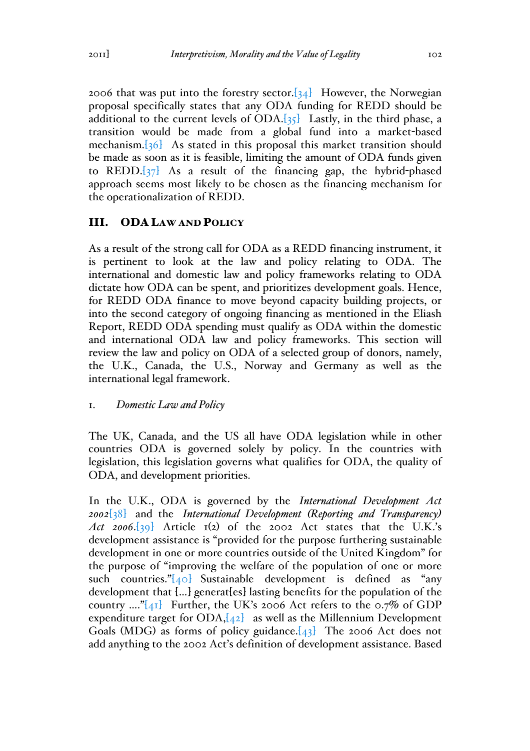2006 that was put into the forestry sector.[34] However, the Norwegian proposal specifically states that any ODA funding for REDD should be additional to the current levels of ODA.[35] Lastly, in the third phase, a transition would be made from a global fund into a market-based mechanism.[36] As stated in this proposal this market transition should be made as soon as it is feasible, limiting the amount of ODA funds given to REDD.[37] As a result of the financing gap, the hybrid-phased approach seems most likely to be chosen as the financing mechanism for the operationalization of REDD.

## III. ODA LAW AND POLICY

As a result of the strong call for ODA as a REDD financing instrument, it is pertinent to look at the law and policy relating to ODA. The international and domestic law and policy frameworks relating to ODA dictate how ODA can be spent, and prioritizes development goals. Hence, for REDD ODA finance to move beyond capacity building projects, or into the second category of ongoing financing as mentioned in the Eliash Report, REDD ODA spending must qualify as ODA within the domestic and international ODA law and policy frameworks. This section will review the law and policy on ODA of a selected group of donors, namely, the U.K., Canada, the U.S., Norway and Germany as well as the international legal framework.

### 1. *Domestic Law and Policy*

The UK, Canada, and the US all have ODA legislation while in other countries ODA is governed solely by policy. In the countries with legislation, this legislation governs what qualifies for ODA, the quality of ODA, and development priorities.

In the U.K., ODA is governed by the *International Development Act 2002*[38] and the *International Development (Reporting and Transparency) Act 2006*.[39] Article 1(2) of the 2002 Act states that the U.K.'s development assistance is "provided for the purpose furthering sustainable development in one or more countries outside of the United Kingdom" for the purpose of "improving the welfare of the population of one or more such countries."[40] Sustainable development is defined as "any development that [...] generat[es] lasting benefits for the population of the country ...."[41] Further, the UK's 2006 Act refers to the 0.7% of GDP expenditure target for ODA,[42] as well as the Millennium Development Goals (MDG) as forms of policy guidance.[43] The 2006 Act does not add anything to the 2002 Act's definition of development assistance. Based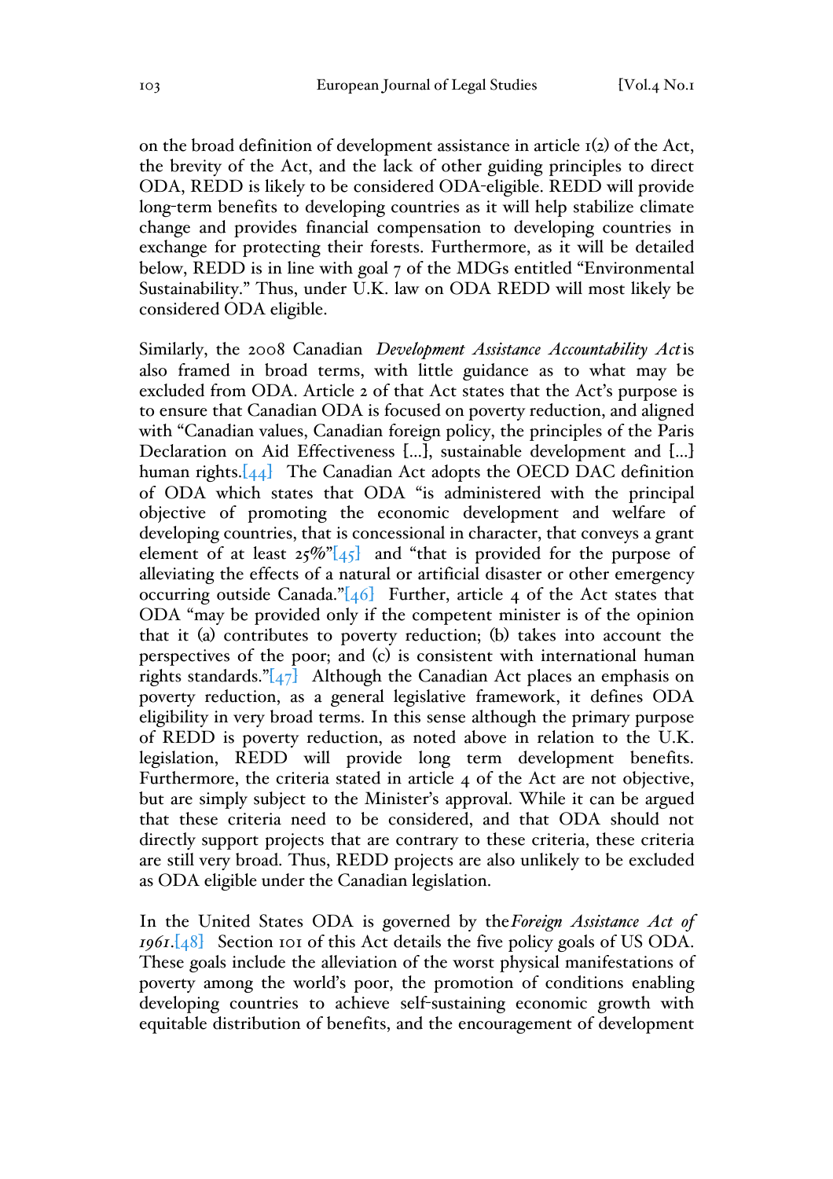on the broad definition of development assistance in article 1(2) of the Act, the brevity of the Act, and the lack of other guiding principles to direct ODA, REDD is likely to be considered ODA-eligible. REDD will provide long-term benefits to developing countries as it will help stabilize climate change and provides financial compensation to developing countries in exchange for protecting their forests. Furthermore, as it will be detailed below, REDD is in line with goal 7 of the MDGs entitled "Environmental Sustainability." Thus, under U.K. law on ODA REDD will most likely be considered ODA eligible.

Similarly, the 2008 Canadian *Development Assistance Accountability Act* is also framed in broad terms, with little guidance as to what may be excluded from ODA. Article 2 of that Act states that the Act's purpose is to ensure that Canadian ODA is focused on poverty reduction, and aligned with "Canadian values, Canadian foreign policy, the principles of the Paris Declaration on Aid Effectiveness [...], sustainable development and [...] human rights.[44] The Canadian Act adopts the OECD DAC definition of ODA which states that ODA "is administered with the principal objective of promoting the economic development and welfare of developing countries, that is concessional in character, that conveys a grant element of at least 25%"[45] and "that is provided for the purpose of alleviating the effects of a natural or artificial disaster or other emergency occurring outside Canada."[46] Further, article 4 of the Act states that ODA "may be provided only if the competent minister is of the opinion that it (a) contributes to poverty reduction; (b) takes into account the perspectives of the poor; and (c) is consistent with international human rights standards."[47] Although the Canadian Act places an emphasis on poverty reduction, as a general legislative framework, it defines ODA eligibility in very broad terms. In this sense although the primary purpose of REDD is poverty reduction, as noted above in relation to the U.K. legislation, REDD will provide long term development benefits. Furthermore, the criteria stated in article 4 of the Act are not objective, but are simply subject to the Minister's approval. While it can be argued that these criteria need to be considered, and that ODA should not directly support projects that are contrary to these criteria, these criteria are still very broad. Thus, REDD projects are also unlikely to be excluded as ODA eligible under the Canadian legislation.

In the United States ODA is governed by the *Foreign Assistance Act of 1961*.[48] Section 101 of this Act details the five policy goals of US ODA. These goals include the alleviation of the worst physical manifestations of poverty among the world's poor, the promotion of conditions enabling developing countries to achieve self-sustaining economic growth with equitable distribution of benefits, and the encouragement of development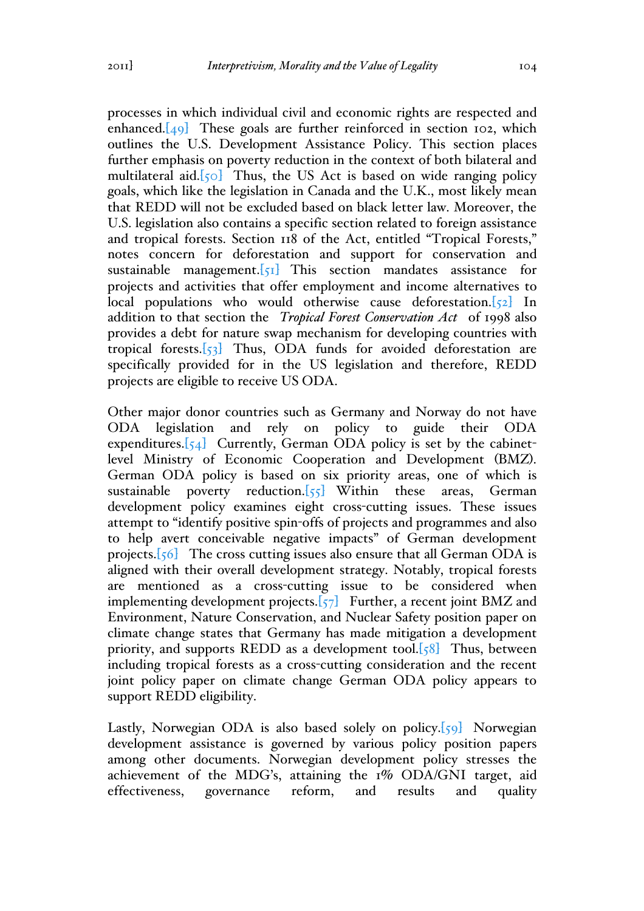processes in which individual civil and economic rights are respected and enhanced.[49] These goals are further reinforced in section 102, which outlines the U.S. Development Assistance Policy. This section places further emphasis on poverty reduction in the context of both bilateral and multilateral aid.[50] Thus, the US Act is based on wide ranging policy goals, which like the legislation in Canada and the U.K., most likely mean that REDD will not be excluded based on black letter law. Moreover, the U.S. legislation also contains a specific section related to foreign assistance and tropical forests. Section 118 of the Act, entitled "Tropical Forests," notes concern for deforestation and support for conservation and sustainable management.[51] This section mandates assistance for projects and activities that offer employment and income alternatives to local populations who would otherwise cause deforestation.[52] In addition to that section the *Tropical Forest Conservation Act* of 1998 also provides a debt for nature swap mechanism for developing countries with tropical forests.[53] Thus, ODA funds for avoided deforestation are specifically provided for in the US legislation and therefore, REDD projects are eligible to receive US ODA.

Other major donor countries such as Germany and Norway do not have ODA legislation and rely on policy to guide their ODA expenditures.[54] Currently, German ODA policy is set by the cabinet-level Ministry of Economic Cooperation and Development (BMZ). German ODA policy is based on six priority areas, one of which is sustainable poverty reduction.[55] Within these areas, German development policy examines eight cross-cutting issues. These issues attempt to "identify positive spin-offs of projects and programmes and also to help avert conceivable negative impacts" of German development projects.[56] The cross cutting issues also ensure that all German ODA is aligned with their overall development strategy. Notably, tropical forests are mentioned as a cross-cutting issue to be considered when implementing development projects.[57] Further, a recent joint BMZ and Environment, Nature Conservation, and Nuclear Safety position paper on climate change states that Germany has made mitigation a development priority, and supports REDD as a development tool.[58] Thus, between including tropical forests as a cross-cutting consideration and the recent joint policy paper on climate change German ODA policy appears to support REDD eligibility.

Lastly, Norwegian ODA is also based solely on policy.[59] Norwegian development assistance is governed by various policy position papers among other documents. Norwegian development policy stresses the achievement of the MDG's, attaining the 1% ODA/GNI target, aid effectiveness, governance reform, and results and quality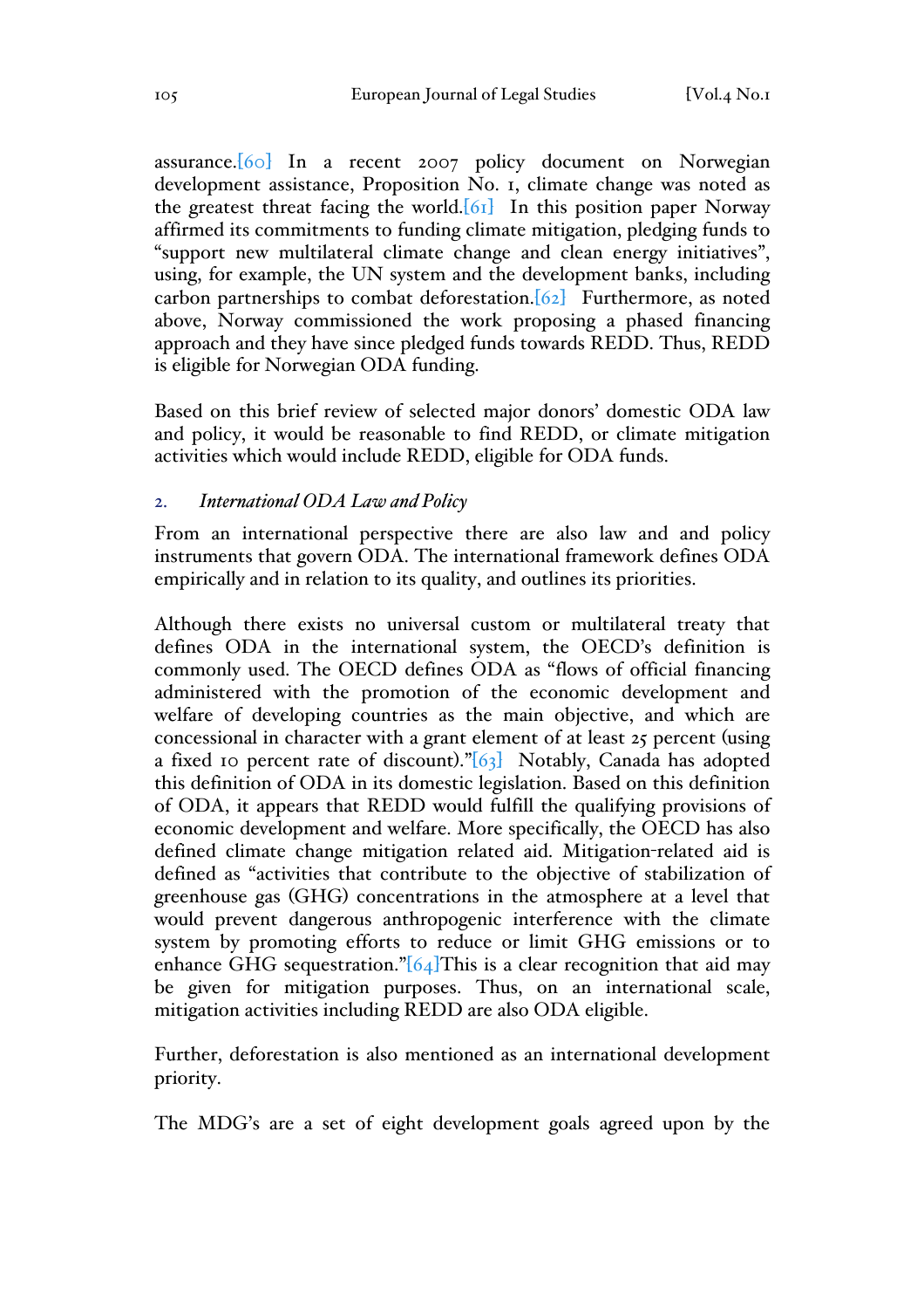assurance.[60] In a recent 2007 policy document on Norwegian development assistance, Proposition No. 1, climate change was noted as the greatest threat facing the world.[61] In this position paper Norway affirmed its commitments to funding climate mitigation, pledging funds to "support new multilateral climate change and clean energy initiatives", using, for example, the UN system and the development banks, including carbon partnerships to combat deforestation.[62] Furthermore, as noted above, Norway commissioned the work proposing a phased financing approach and they have since pledged funds towards REDD. Thus, REDD is eligible for Norwegian ODA funding.

Based on this brief review of selected major donors' domestic ODA law and policy, it would be reasonable to find REDD, or climate mitigation activities which would include REDD, eligible for ODA funds.

### 2. *International ODA Law and Policy*

From an international perspective there are also law and and policy instruments that govern ODA. The international framework defines ODA empirically and in relation to its quality, and outlines its priorities.

Although there exists no universal custom or multilateral treaty that defines ODA in the international system, the OECD's definition is commonly used. The OECD defines ODA as "flows of official financing administered with the promotion of the economic development and welfare of developing countries as the main objective, and which are concessional in character with a grant element of at least 25 percent (using a fixed 10 percent rate of discount)."[63] Notably, Canada has adopted this definition of ODA in its domestic legislation. Based on this definition of ODA, it appears that REDD would fulfill the qualifying provisions of economic development and welfare. More specifically, the OECD has also defined climate change mitigation related aid. Mitigation-related aid is defined as "activities that contribute to the objective of stabilization of greenhouse gas (GHG) concentrations in the atmosphere at a level that would prevent dangerous anthropogenic interference with the climate system by promoting efforts to reduce or limit GHG emissions or to enhance GHG sequestration."[64]This is a clear recognition that aid may be given for mitigation purposes. Thus, on an international scale, mitigation activities including REDD are also ODA eligible.

Further, deforestation is also mentioned as an international development priority.

The MDG's are a set of eight development goals agreed upon by the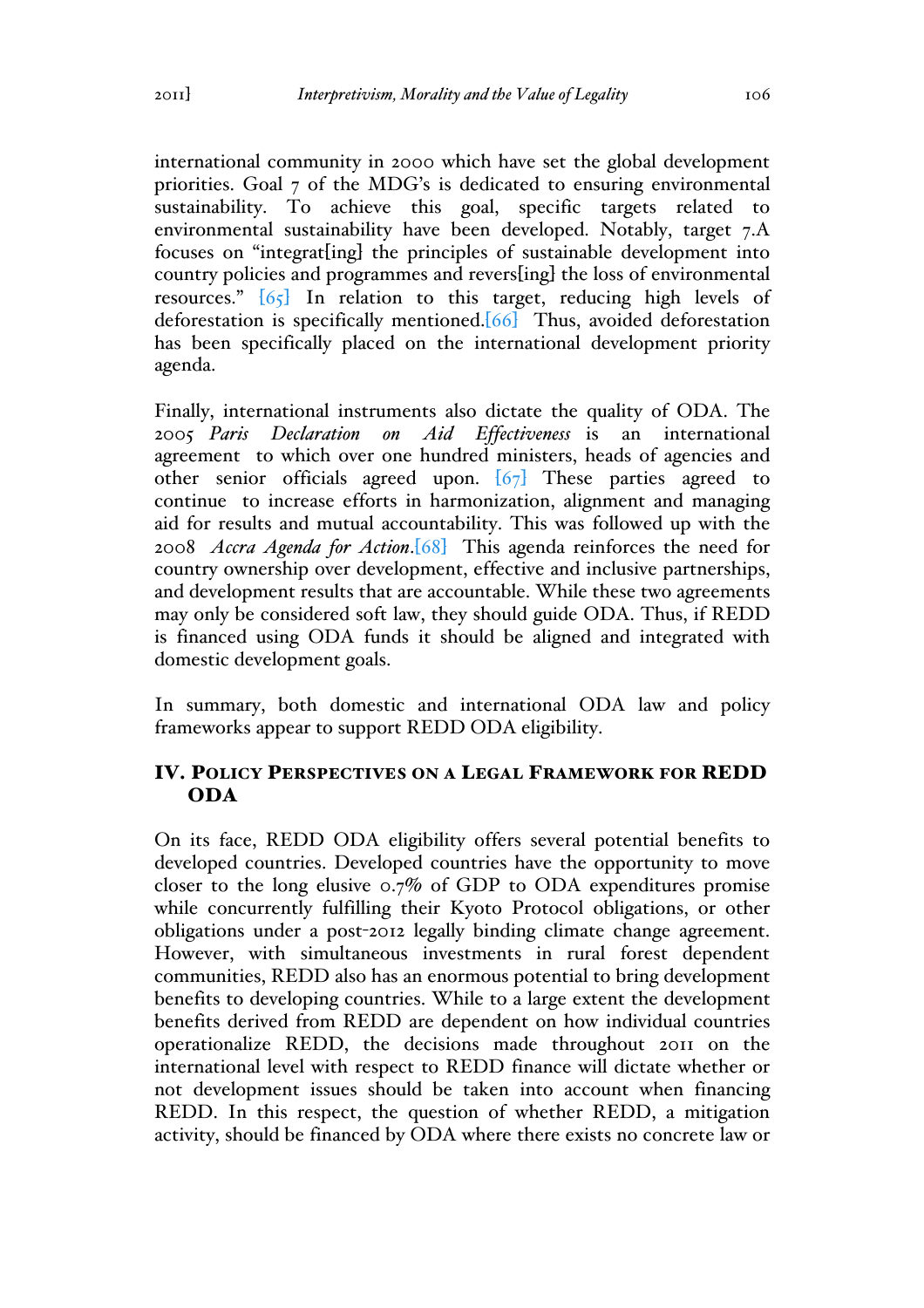international community in 2000 which have set the global development priorities. Goal 7 of the MDG's is dedicated to ensuring environmental sustainability. To achieve this goal, specific targets related to environmental sustainability have been developed. Notably, target 7.A focuses on "integrat[ing] the principles of sustainable development into country policies and programmes and revers[ing] the loss of environmental resources." [65] In relation to this target, reducing high levels of deforestation is specifically mentioned.[66] Thus, avoided deforestation has been specifically placed on the international development priority agenda.

Finally, international instruments also dictate the quality of ODA. The 2005 *Paris Declaration on Aid Effectiveness* is an international agreement to which over one hundred ministers, heads of agencies and other senior officials agreed upon. [67] These parties agreed to continue to increase efforts in harmonization, alignment and managing aid for results and mutual accountability. This was followed up with the 2008 *Accra Agenda for Action*.[68] This agenda reinforces the need for country ownership over development, effective and inclusive partnerships, and development results that are accountable. While these two agreements may only be considered soft law, they should guide ODA. Thus, if REDD is financed using ODA funds it should be aligned and integrated with domestic development goals.

In summary, both domestic and international ODA law and policy frameworks appear to support REDD ODA eligibility.

## IV. Policy Perspectives on a Legal Framework for REDD ODA

On its face, REDD ODA eligibility offers several potential benefits to developed countries. Developed countries have the opportunity to move closer to the long elusive 0.7% of GDP to ODA expenditures promise while concurrently fulfilling their Kyoto Protocol obligations, or other obligations under a post-2012 legally binding climate change agreement. However, with simultaneous investments in rural forest dependent communities, REDD also has an enormous potential to bring development benefits to developing countries. While to a large extent the development benefits derived from REDD are dependent on how individual countries operationalize REDD, the decisions made throughout 2011 on the international level with respect to REDD finance will dictate whether or not development issues should be taken into account when financing REDD. In this respect, the question of whether REDD, a mitigation activity, should be financed by ODA where there exists no concrete law or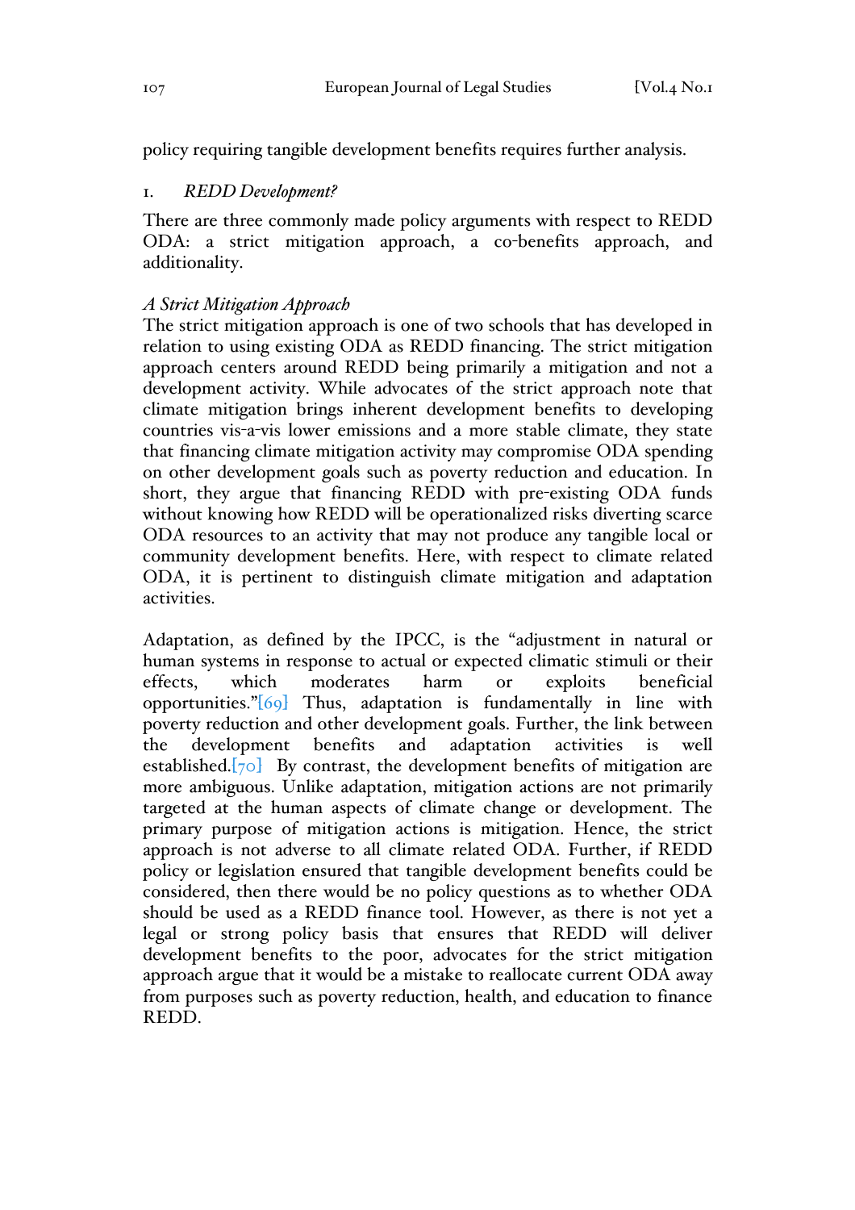policy requiring tangible development benefits requires further analysis.

### 1. *REDD Development?*

There are three commonly made policy arguments with respect to REDD ODA: a strict mitigation approach, a co-benefits approach, and additionality.

#### *A Strict Mitigation Approach*

The strict mitigation approach is one of two schools that has developed in relation to using existing ODA as REDD financing. The strict mitigation approach centers around REDD being primarily a mitigation and not a development activity. While advocates of the strict approach note that climate mitigation brings inherent development benefits to developing countries vis-a-vis lower emissions and a more stable climate, they state that financing climate mitigation activity may compromise ODA spending on other development goals such as poverty reduction and education. In short, they argue that financing REDD with pre-existing ODA funds without knowing how REDD will be operationalized risks diverting scarce ODA resources to an activity that may not produce any tangible local or community development benefits. Here, with respect to climate related ODA, it is pertinent to distinguish climate mitigation and adaptation activities.

Adaptation, as defined by the IPCC, is the "adjustment in natural or human systems in response to actual or expected climatic stimuli or their effects, which moderates harm or exploits beneficial opportunities."[69] Thus, adaptation is fundamentally in line with poverty reduction and other development goals. Further, the link between the development benefits and adaptation activities is well established.[70] By contrast, the development benefits of mitigation are more ambiguous. Unlike adaptation, mitigation actions are not primarily targeted at the human aspects of climate change or development. The primary purpose of mitigation actions is mitigation. Hence, the strict approach is not adverse to all climate related ODA. Further, if REDD policy or legislation ensured that tangible development benefits could be considered, then there would be no policy questions as to whether ODA should be used as a REDD finance tool. However, as there is not yet a legal or strong policy basis that ensures that REDD will deliver development benefits to the poor, advocates for the strict mitigation approach argue that it would be a mistake to reallocate current ODA away from purposes such as poverty reduction, health, and education to finance REDD.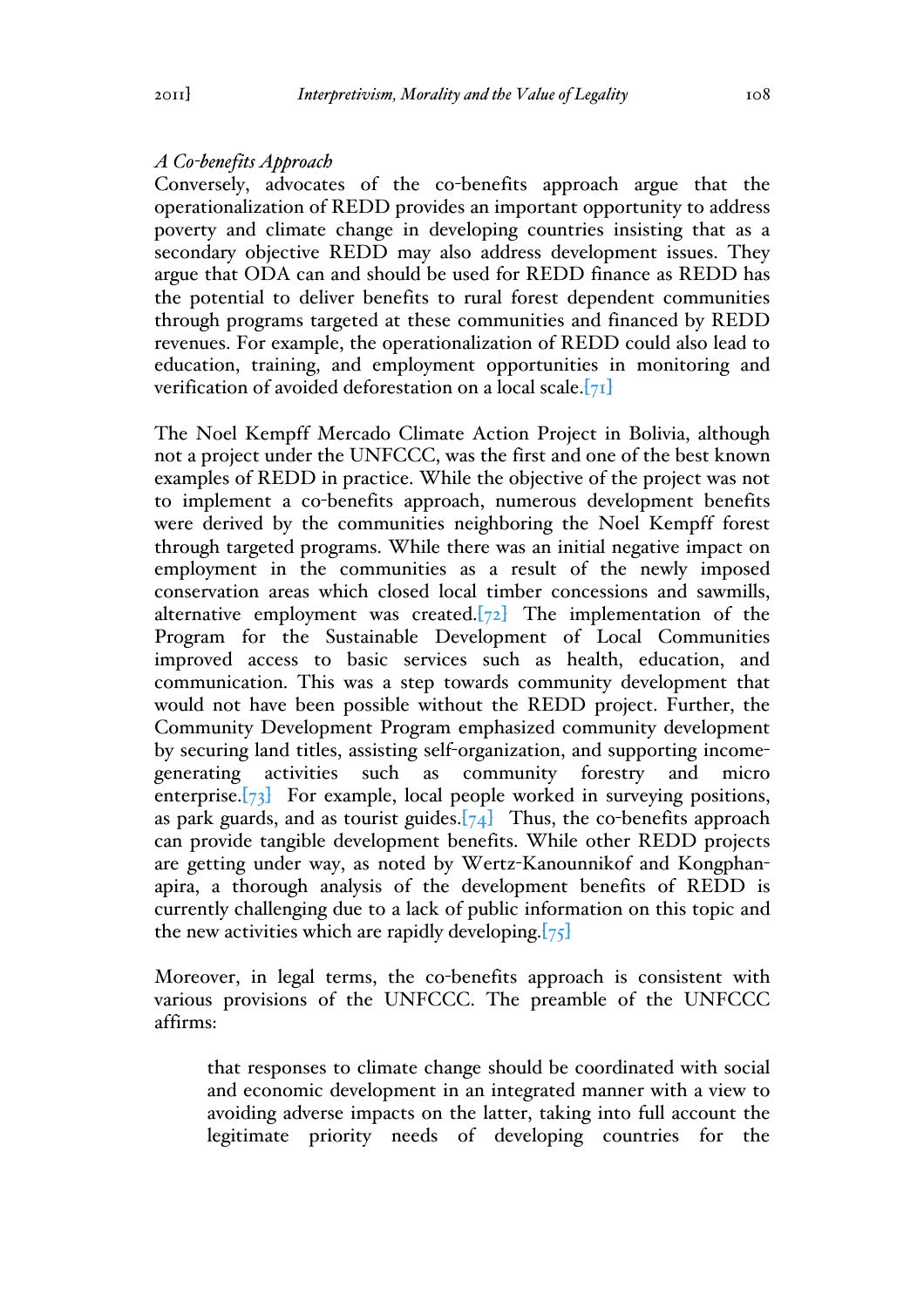*A Co-benefits Approach*

Conversely, advocates of the co-benefits approach argue that the operationalization of REDD provides an important opportunity to address poverty and climate change in developing countries insisting that as a secondary objective REDD may also address development issues. They argue that ODA can and should be used for REDD finance as REDD has the potential to deliver benefits to rural forest dependent communities through programs targeted at these communities and financed by REDD revenues. For example, the operationalization of REDD could also lead to education, training, and employment opportunities in monitoring and verification of avoided deforestation on a local scale.[71]

The Noel Kempff Mercado Climate Action Project in Bolivia, although not a project under the UNFCCC, was the first and one of the best known examples of REDD in practice. While the objective of the project was not to implement a co-benefits approach, numerous development benefits were derived by the communities neighboring the Noel Kempff forest through targeted programs. While there was an initial negative impact on employment in the communities as a result of the newly imposed conservation areas which closed local timber concessions and sawmills, alternative employment was created.[72] The implementation of the Program for the Sustainable Development of Local Communities improved access to basic services such as health, education, and communication. This was a step towards community development that would not have been possible without the REDD project. Further, the Community Development Program emphasized community development by securing land titles, assisting self-organization, and supporting income-generating activities such as community forestry and micro enterprise.[73] For example, local people worked in surveying positions, as park guards, and as tourist guides.[74] Thus, the co-benefits approach can provide tangible development benefits. While other REDD projects are getting under way, as noted by Wertz-Kanounnikof and Kongphan-apira, a thorough analysis of the development benefits of REDD is currently challenging due to a lack of public information on this topic and the new activities which are rapidly developing.[75]

Moreover, in legal terms, the co-benefits approach is consistent with various provisions of the UNFCCC. The preamble of the UNFCCC affirms:

> that responses to climate change should be coordinated with social and economic development in an integrated manner with a view to avoiding adverse impacts on the latter, taking into full account the legitimate priority needs of developing countries for the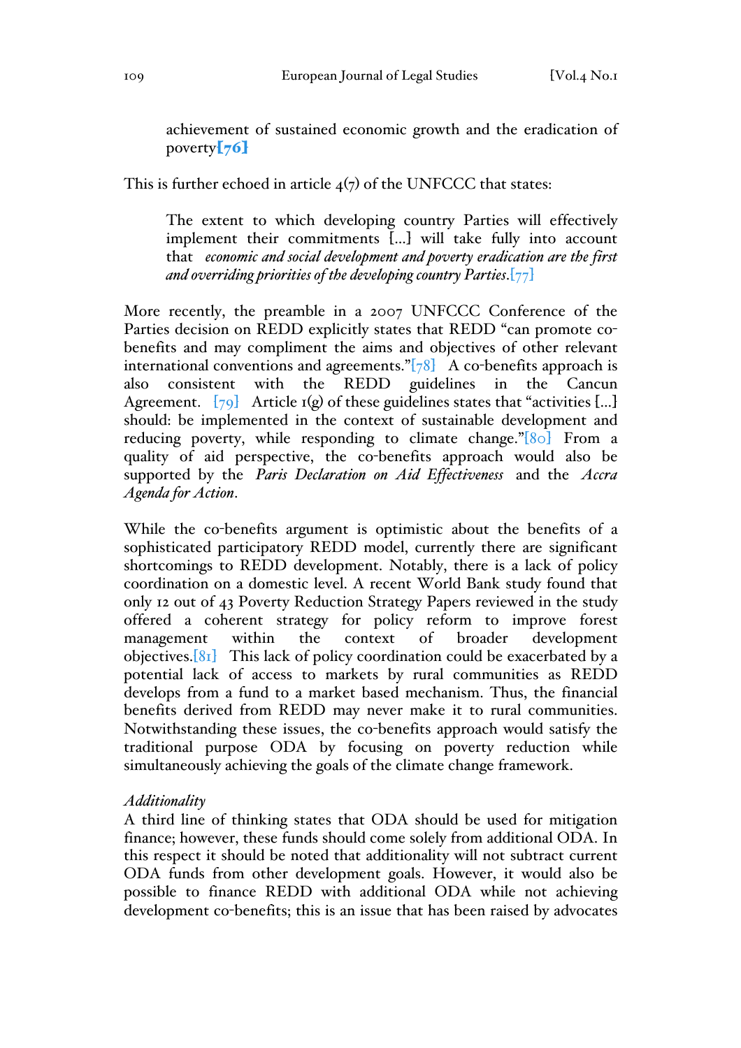> achievement of sustained economic growth and the eradication of poverty[76]

This is further echoed in article 4(7) of the UNFCCC that states:

> The extent to which developing country Parties will effectively implement their commitments [...] will take fully into account that *economic and social development and poverty eradication are the first and overriding priorities of the developing country Parties*.[77]

More recently, the preamble in a 2007 UNFCCC Conference of the Parties decision on REDD explicitly states that REDD "can promote co-benefits and may compliment the aims and objectives of other relevant international conventions and agreements."[78] A co-benefits approach is also consistent with the REDD guidelines in the Cancun Agreement. [79] Article 1(g) of these guidelines states that "activities [...] should: be implemented in the context of sustainable development and reducing poverty, while responding to climate change."[80] From a quality of aid perspective, the co-benefits approach would also be supported by the *Paris Declaration on Aid Effectiveness* and the *Accra Agenda for Action*.

While the co-benefits argument is optimistic about the benefits of a sophisticated participatory REDD model, currently there are significant shortcomings to REDD development. Notably, there is a lack of policy coordination on a domestic level. A recent World Bank study found that only 12 out of 43 Poverty Reduction Strategy Papers reviewed in the study offered a coherent strategy for policy reform to improve forest management within the context of broader development objectives.[81] This lack of policy coordination could be exacerbated by a potential lack of access to markets by rural communities as REDD develops from a fund to a market based mechanism. Thus, the financial benefits derived from REDD may never make it to rural communities. Notwithstanding these issues, the co-benefits approach would satisfy the traditional purpose ODA by focusing on poverty reduction while simultaneously achieving the goals of the climate change framework.

*Additionality*

A third line of thinking states that ODA should be used for mitigation finance; however, these funds should come solely from additional ODA. In this respect it should be noted that additionality will not subtract current ODA funds from other development goals. However, it would also be possible to finance REDD with additional ODA while not achieving development co-benefits; this is an issue that has been raised by advocates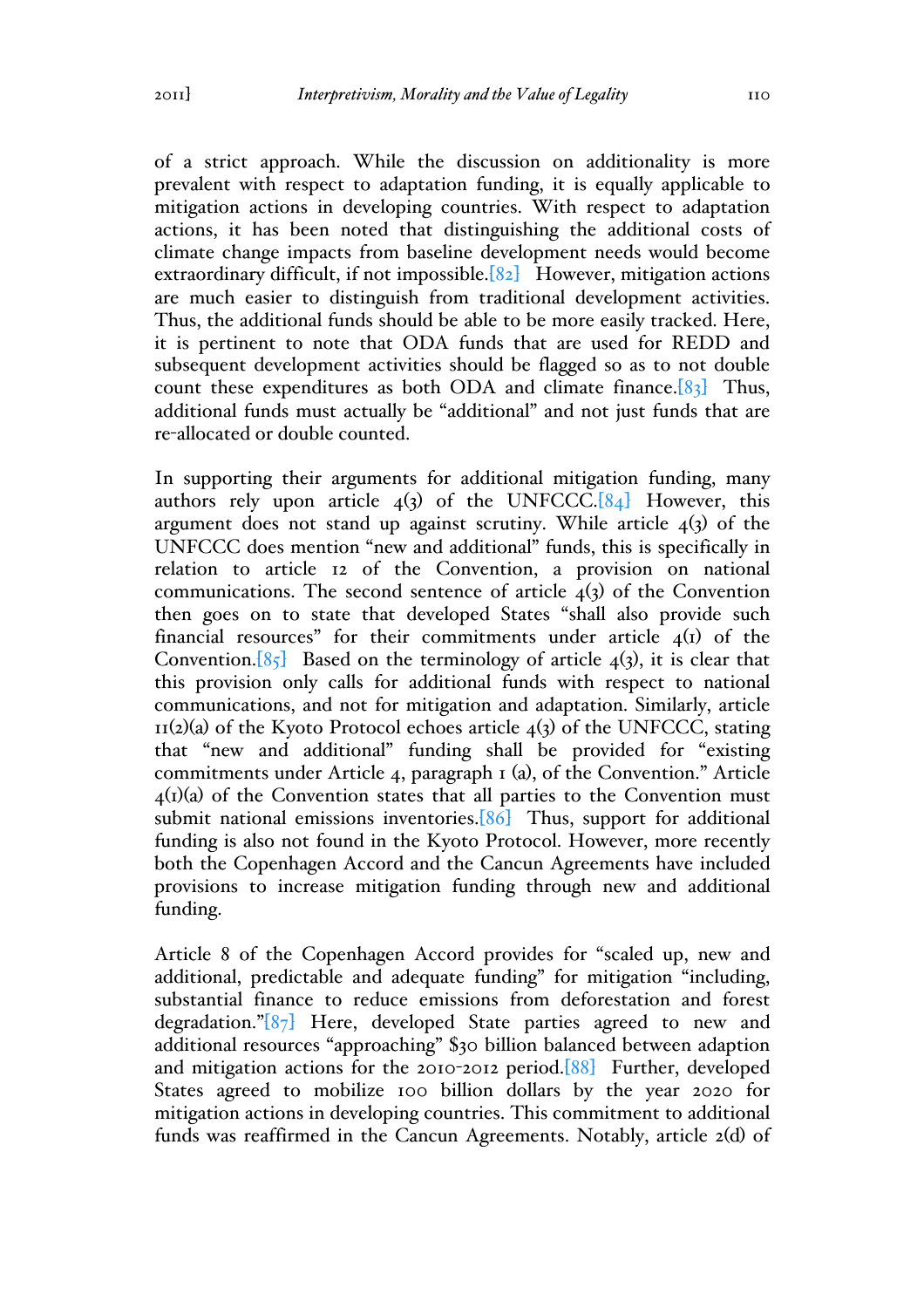of a strict approach. While the discussion on additionality is more prevalent with respect to adaptation funding, it is equally applicable to mitigation actions in developing countries. With respect to adaptation actions, it has been noted that distinguishing the additional costs of climate change impacts from baseline development needs would become extraordinary difficult, if not impossible.[82] However, mitigation actions are much easier to distinguish from traditional development activities. Thus, the additional funds should be able to be more easily tracked. Here, it is pertinent to note that ODA funds that are used for REDD and subsequent development activities should be flagged so as to not double count these expenditures as both ODA and climate finance.[83] Thus, additional funds must actually be "additional" and not just funds that are re-allocated or double counted.

In supporting their arguments for additional mitigation funding, many authors rely upon article 4(3) of the UNFCCC.[84] However, this argument does not stand up against scrutiny. While article 4(3) of the UNFCCC does mention "new and additional" funds, this is specifically in relation to article 12 of the Convention, a provision on national communications. The second sentence of article 4(3) of the Convention then goes on to state that developed States "shall also provide such financial resources" for their commitments under article 4(1) of the Convention.[85] Based on the terminology of article 4(3), it is clear that this provision only calls for additional funds with respect to national communications, and not for mitigation and adaptation. Similarly, article 11(2)(a) of the Kyoto Protocol echoes article 4(3) of the UNFCCC, stating that "new and additional" funding shall be provided for "existing commitments under Article 4, paragraph 1 (a), of the Convention." Article 4(1)(a) of the Convention states that all parties to the Convention must submit national emissions inventories.[86] Thus, support for additional funding is also not found in the Kyoto Protocol. However, more recently both the Copenhagen Accord and the Cancun Agreements have included provisions to increase mitigation funding through new and additional funding.

Article 8 of the Copenhagen Accord provides for "scaled up, new and additional, predictable and adequate funding" for mitigation "including, substantial finance to reduce emissions from deforestation and forest degradation."[87] Here, developed State parties agreed to new and additional resources "approaching" $30 billion balanced between adaption and mitigation actions for the 2010-2012 period.[88] Further, developed States agreed to mobilize 100 billion dollars by the year 2020 for mitigation actions in developing countries. This commitment to additional funds was reaffirmed in the Cancun Agreements. Notably, article 2(d) of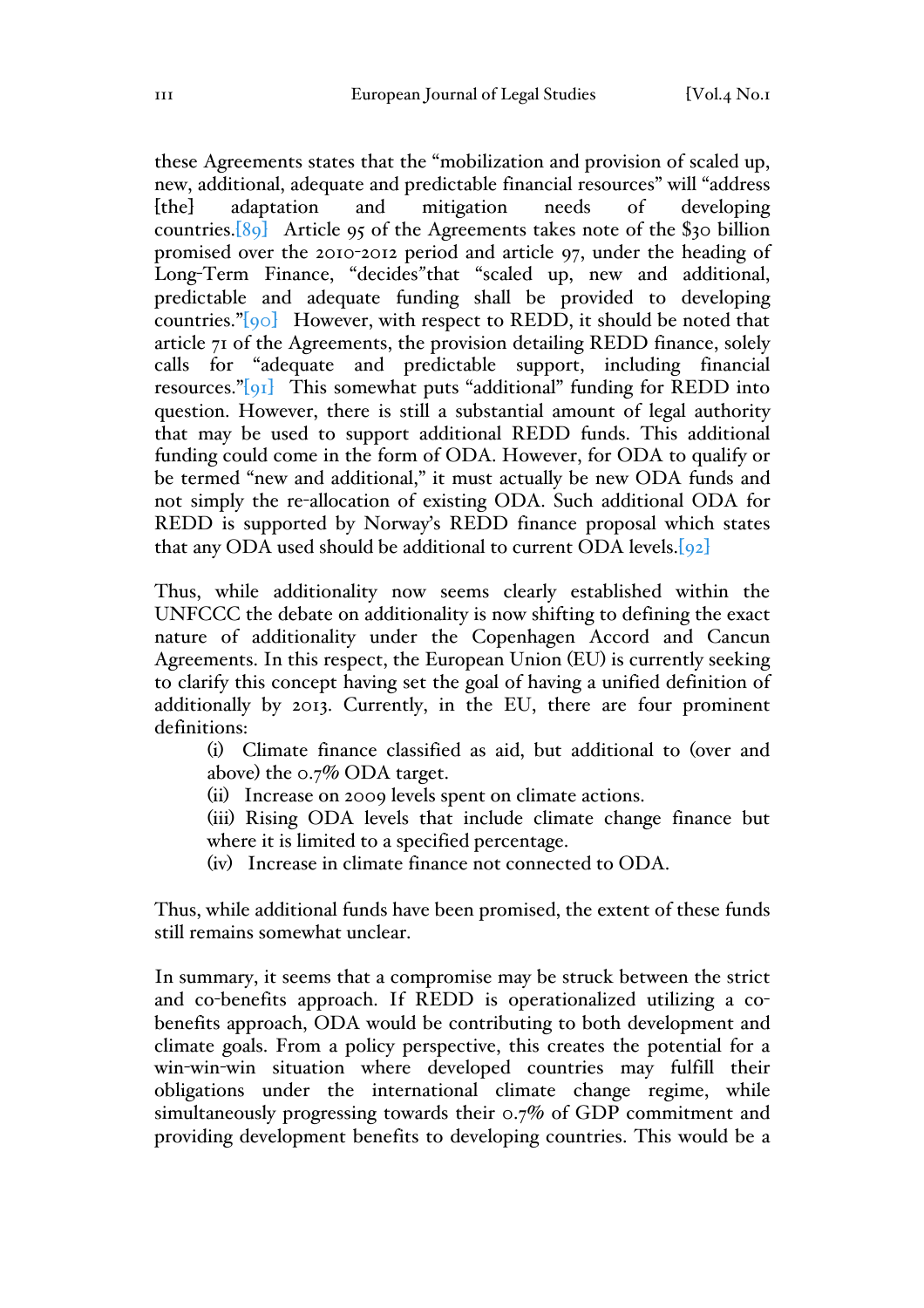these Agreements states that the "mobilization and provision of scaled up, new, additional, adequate and predictable financial resources" will "address [the] adaptation and mitigation needs of developing countries.[89] Article 95 of the Agreements takes note of the $30 billion promised over the 2010-2012 period and article 97, under the heading of Long-Term Finance, "decides"that "scaled up, new and additional, predictable and adequate funding shall be provided to developing countries."[90] However, with respect to REDD, it should be noted that article 71 of the Agreements, the provision detailing REDD finance, solely calls for "adequate and predictable support, including financial resources."[91] This somewhat puts "additional" funding for REDD into question. However, there is still a substantial amount of legal authority that may be used to support additional REDD funds. This additional funding could come in the form of ODA. However, for ODA to qualify or be termed "new and additional," it must actually be new ODA funds and not simply the re-allocation of existing ODA. Such additional ODA for REDD is supported by Norway's REDD finance proposal which states that any ODA used should be additional to current ODA levels.[92]

Thus, while additionality now seems clearly established within the UNFCCC the debate on additionality is now shifting to defining the exact nature of additionality under the Copenhagen Accord and Cancun Agreements. In this respect, the European Union (EU) is currently seeking to clarify this concept having set the goal of having a unified definition of additionally by 2013. Currently, in the EU, there are four prominent definitions:

(i) Climate finance classified as aid, but additional to (over and above) the 0.7% ODA target.

(ii) Increase on 2009 levels spent on climate actions.

(iii) Rising ODA levels that include climate change finance but where it is limited to a specified percentage.

(iv) Increase in climate finance not connected to ODA.

Thus, while additional funds have been promised, the extent of these funds still remains somewhat unclear.

In summary, it seems that a compromise may be struck between the strict and co-benefits approach. If REDD is operationalized utilizing a co-benefits approach, ODA would be contributing to both development and climate goals. From a policy perspective, this creates the potential for a win-win-win situation where developed countries may fulfill their obligations under the international climate change regime, while simultaneously progressing towards their 0.7% of GDP commitment and providing development benefits to developing countries. This would be a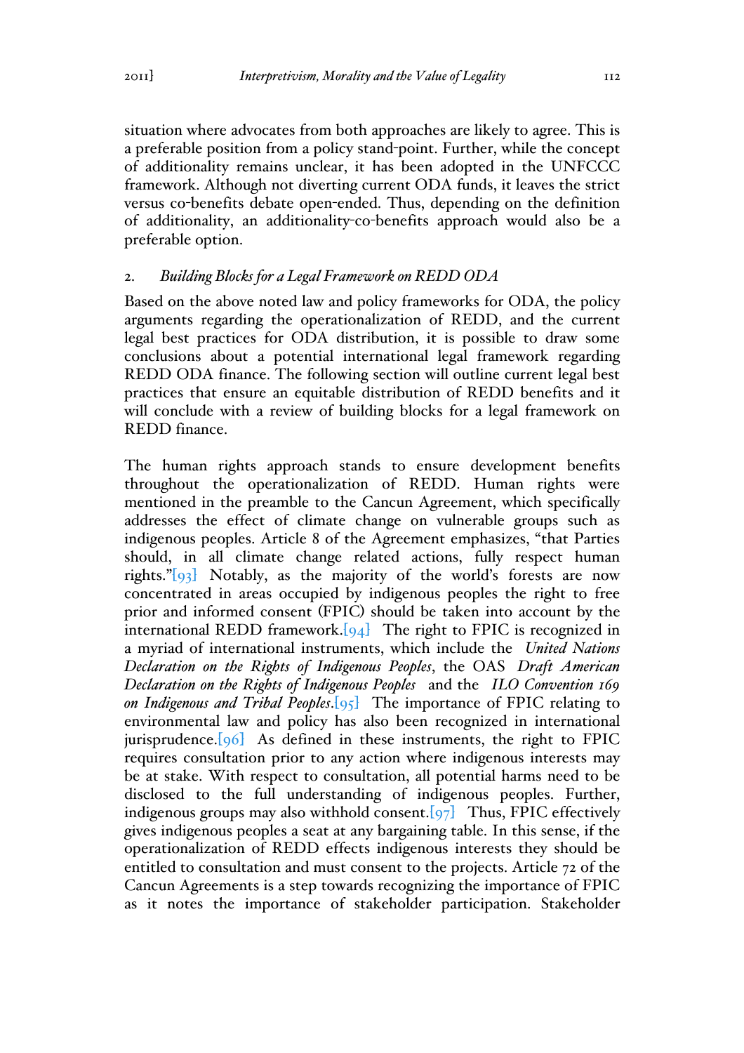situation where advocates from both approaches are likely to agree. This is a preferable position from a policy stand-point. Further, while the concept of additionality remains unclear, it has been adopted in the UNFCCC framework. Although not diverting current ODA funds, it leaves the strict versus co-benefits debate open-ended. Thus, depending on the definition of additionality, an additionality-co-benefits approach would also be a preferable option.

### 2. *Building Blocks for a Legal Framework on REDD ODA*

Based on the above noted law and policy frameworks for ODA, the policy arguments regarding the operationalization of REDD, and the current legal best practices for ODA distribution, it is possible to draw some conclusions about a potential international legal framework regarding REDD ODA finance. The following section will outline current legal best practices that ensure an equitable distribution of REDD benefits and it will conclude with a review of building blocks for a legal framework on REDD finance.

The human rights approach stands to ensure development benefits throughout the operationalization of REDD. Human rights were mentioned in the preamble to the Cancun Agreement, which specifically addresses the effect of climate change on vulnerable groups such as indigenous peoples. Article 8 of the Agreement emphasizes, "that Parties should, in all climate change related actions, fully respect human rights."[93] Notably, as the majority of the world's forests are now concentrated in areas occupied by indigenous peoples the right to free prior and informed consent (FPIC) should be taken into account by the international REDD framework.[94] The right to FPIC is recognized in a myriad of international instruments, which include the *United Nations Declaration on the Rights of Indigenous Peoples*, the OAS *Draft American Declaration on the Rights of Indigenous Peoples* and the *ILO Convention 169 on Indigenous and Tribal Peoples*.[95] The importance of FPIC relating to environmental law and policy has also been recognized in international jurisprudence.[96] As defined in these instruments, the right to FPIC requires consultation prior to any action where indigenous interests may be at stake. With respect to consultation, all potential harms need to be disclosed to the full understanding of indigenous peoples. Further, indigenous groups may also withhold consent.[97] Thus, FPIC effectively gives indigenous peoples a seat at any bargaining table. In this sense, if the operationalization of REDD effects indigenous interests they should be entitled to consultation and must consent to the projects. Article 72 of the Cancun Agreements is a step towards recognizing the importance of FPIC as it notes the importance of stakeholder participation. Stakeholder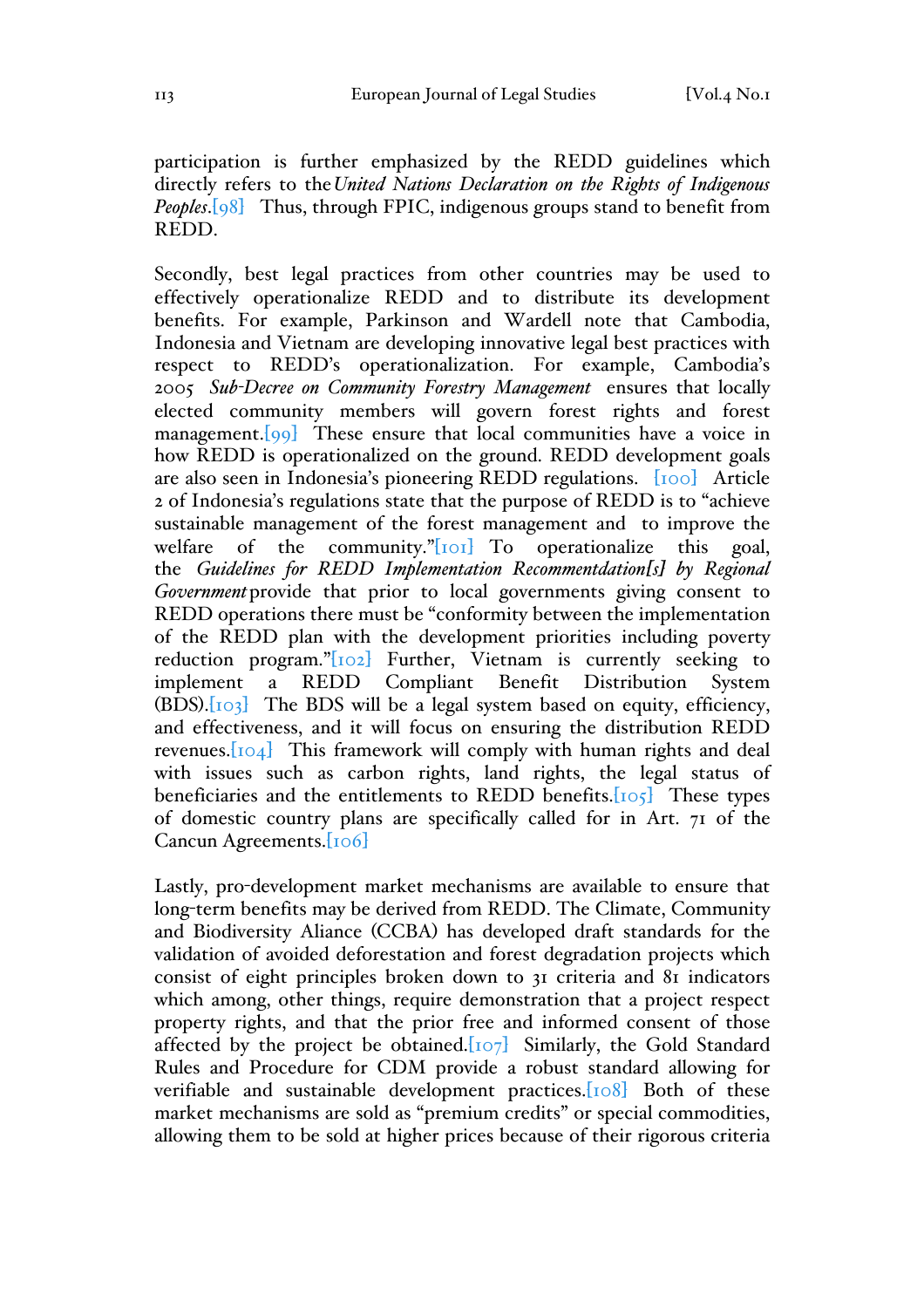participation is further emphasized by the REDD guidelines which directly refers to the *United Nations Declaration on the Rights of Indigenous Peoples*.[98] Thus, through FPIC, indigenous groups stand to benefit from REDD.

Secondly, best legal practices from other countries may be used to effectively operationalize REDD and to distribute its development benefits. For example, Parkinson and Wardell note that Cambodia, Indonesia and Vietnam are developing innovative legal best practices with respect to REDD's operationalization. For example, Cambodia's 2005 *Sub-Decree on Community Forestry Management* ensures that locally elected community members will govern forest rights and forest management.[99] These ensure that local communities have a voice in how REDD is operationalized on the ground. REDD development goals are also seen in Indonesia's pioneering REDD regulations. [100] Article 2 of Indonesia's regulations state that the purpose of REDD is to "achieve sustainable management of the forest management and to improve the welfare of the community."[101] To operationalize this goal, the *Guidelines for REDD Implementation Recommentdation[s] by Regional Government* provide that prior to local governments giving consent to REDD operations there must be "conformity between the implementation of the REDD plan with the development priorities including poverty reduction program."[102] Further, Vietnam is currently seeking to implement a REDD Compliant Benefit Distribution System (BDS).[103] The BDS will be a legal system based on equity, efficiency, and effectiveness, and it will focus on ensuring the distribution REDD revenues.[104] This framework will comply with human rights and deal with issues such as carbon rights, land rights, the legal status of beneficiaries and the entitlements to REDD benefits.[105] These types of domestic country plans are specifically called for in Art. 71 of the Cancun Agreements.[106]

Lastly, pro-development market mechanisms are available to ensure that long-term benefits may be derived from REDD. The Climate, Community and Biodiversity Aliance (CCBA) has developed draft standards for the validation of avoided deforestation and forest degradation projects which consist of eight principles broken down to 31 criteria and 81 indicators which among, other things, require demonstration that a project respect property rights, and that the prior free and informed consent of those affected by the project be obtained.[107] Similarly, the Gold Standard Rules and Procedure for CDM provide a robust standard allowing for verifiable and sustainable development practices.[108] Both of these market mechanisms are sold as "premium credits" or special commodities, allowing them to be sold at higher prices because of their rigorous criteria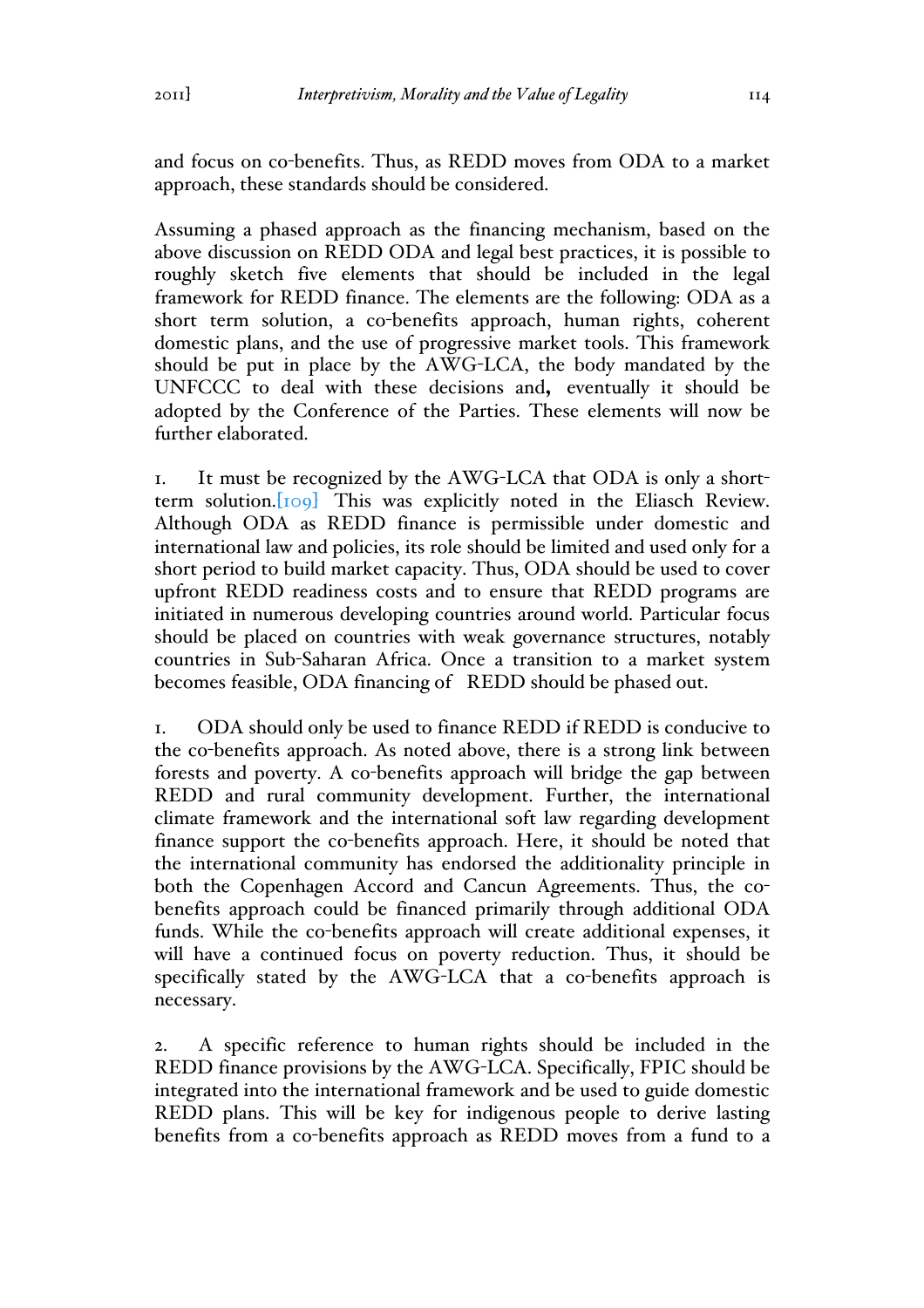and focus on co-benefits. Thus, as REDD moves from ODA to a market approach, these standards should be considered.

Assuming a phased approach as the financing mechanism, based on the above discussion on REDD ODA and legal best practices, it is possible to roughly sketch five elements that should be included in the legal framework for REDD finance. The elements are the following: ODA as a short term solution, a co-benefits approach, human rights, coherent domestic plans, and the use of progressive market tools. This framework should be put in place by the AWG-LCA, the body mandated by the UNFCCC to deal with these decisions and**,** eventually it should be adopted by the Conference of the Parties. These elements will now be further elaborated.

1. It must be recognized by the AWG-LCA that ODA is only a short-term solution.[109] This was explicitly noted in the Eliasch Review. Although ODA as REDD finance is permissible under domestic and international law and policies, its role should be limited and used only for a short period to build market capacity. Thus, ODA should be used to cover upfront REDD readiness costs and to ensure that REDD programs are initiated in numerous developing countries around world. Particular focus should be placed on countries with weak governance structures, notably countries in Sub-Saharan Africa. Once a transition to a market system becomes feasible, ODA financing of REDD should be phased out.

1. ODA should only be used to finance REDD if REDD is conducive to the co-benefits approach. As noted above, there is a strong link between forests and poverty. A co-benefits approach will bridge the gap between REDD and rural community development. Further, the international climate framework and the international soft law regarding development finance support the co-benefits approach. Here, it should be noted that the international community has endorsed the additionality principle in both the Copenhagen Accord and Cancun Agreements. Thus, the co-benefits approach could be financed primarily through additional ODA funds. While the co-benefits approach will create additional expenses, it will have a continued focus on poverty reduction. Thus, it should be specifically stated by the AWG-LCA that a co-benefits approach is necessary.

2. A specific reference to human rights should be included in the REDD finance provisions by the AWG-LCA. Specifically, FPIC should be integrated into the international framework and be used to guide domestic REDD plans. This will be key for indigenous people to derive lasting benefits from a co-benefits approach as REDD moves from a fund to a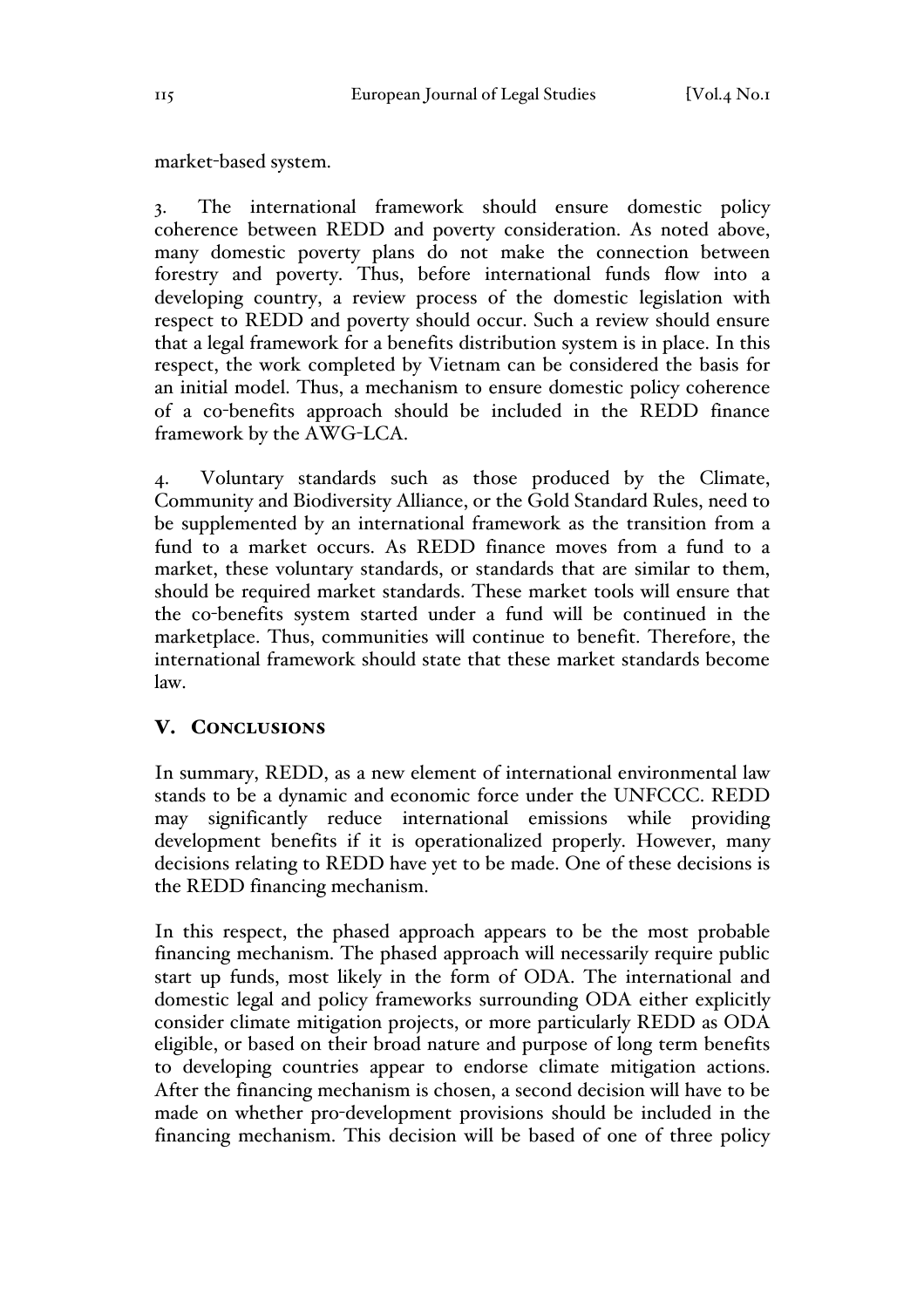market-based system.

3. The international framework should ensure domestic policy coherence between REDD and poverty consideration. As noted above, many domestic poverty plans do not make the connection between forestry and poverty. Thus, before international funds flow into a developing country, a review process of the domestic legislation with respect to REDD and poverty should occur. Such a review should ensure that a legal framework for a benefits distribution system is in place. In this respect, the work completed by Vietnam can be considered the basis for an initial model. Thus, a mechanism to ensure domestic policy coherence of a co-benefits approach should be included in the REDD finance framework by the AWG-LCA.

4. Voluntary standards such as those produced by the Climate, Community and Biodiversity Alliance, or the Gold Standard Rules, need to be supplemented by an international framework as the transition from a fund to a market occurs. As REDD finance moves from a fund to a market, these voluntary standards, or standards that are similar to them, should be required market standards. These market tools will ensure that the co-benefits system started under a fund will be continued in the marketplace. Thus, communities will continue to benefit. Therefore, the international framework should state that these market standards become law.

## V. Conclusions

In summary, REDD, as a new element of international environmental law stands to be a dynamic and economic force under the UNFCCC. REDD may significantly reduce international emissions while providing development benefits if it is operationalized properly. However, many decisions relating to REDD have yet to be made. One of these decisions is the REDD financing mechanism.

In this respect, the phased approach appears to be the most probable financing mechanism. The phased approach will necessarily require public start up funds, most likely in the form of ODA. The international and domestic legal and policy frameworks surrounding ODA either explicitly consider climate mitigation projects, or more particularly REDD as ODA eligible, or based on their broad nature and purpose of long term benefits to developing countries appear to endorse climate mitigation actions. After the financing mechanism is chosen, a second decision will have to be made on whether pro-development provisions should be included in the financing mechanism. This decision will be based of one of three policy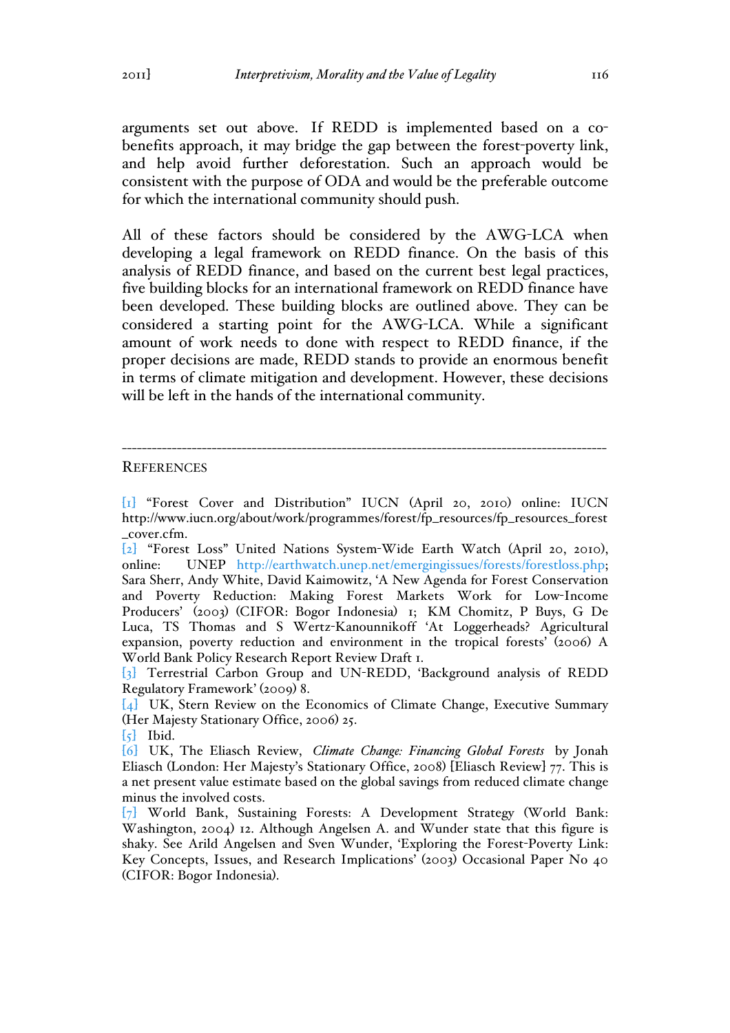arguments set out above. If REDD is implemented based on a co-benefits approach, it may bridge the gap between the forest-poverty link, and help avoid further deforestation. Such an approach would be consistent with the purpose of ODA and would be the preferable outcome for which the international community should push.

All of these factors should be considered by the AWG-LCA when developing a legal framework on REDD finance. On the basis of this analysis of REDD finance, and based on the current best legal practices, five building blocks for an international framework on REDD finance have been developed. These building blocks are outlined above. They can be considered a starting point for the AWG-LCA. While a significant amount of work needs to done with respect to REDD finance, if the proper decisions are made, REDD stands to provide an enormous benefit in terms of climate mitigation and development. However, these decisions will be left in the hands of the international community.

---

## References

[1] "Forest Cover and Distribution" IUCN (April 20, 2010) online: IUCN http://www.iucn.org/about/work/programmes/forest/fp_resources/fp_resources_forest_cover.cfm.

[2] "Forest Loss" United Nations System-Wide Earth Watch (April 20, 2010), online: UNEP http://earthwatch.unep.net/emergingissues/forests/forestloss.php; Sara Sherr, Andy White, David Kaimowitz, 'A New Agenda for Forest Conservation and Poverty Reduction: Making Forest Markets Work for Low-Income Producers' (2003) (CIFOR: Bogor Indonesia) 1; KM Chomitz, P Buys, G De Luca, TS Thomas and S Wertz-Kanounnikoff 'At Loggerheads? Agricultural expansion, poverty reduction and environment in the tropical forests' (2006) A World Bank Policy Research Report Review Draft 1.

[3] Terrestrial Carbon Group and UN-REDD, 'Background analysis of REDD Regulatory Framework' (2009) 8.

[4] UK, Stern Review on the Economics of Climate Change, Executive Summary (Her Majesty Stationary Office, 2006) 25.

[5] Ibid.

[6] UK, The Eliasch Review, *Climate Change: Financing Global Forests* by Jonah Eliasch (London: Her Majesty's Stationary Office, 2008) [Eliasch Review] 77. This is a net present value estimate based on the global savings from reduced climate change minus the involved costs.

[7] World Bank, Sustaining Forests: A Development Strategy (World Bank: Washington, 2004) 12. Although Angelsen A. and Wunder state that this figure is shaky. See Arild Angelsen and Sven Wunder, 'Exploring the Forest-Poverty Link: Key Concepts, Issues, and Research Implications' (2003) Occasional Paper No 40 (CIFOR: Bogor Indonesia).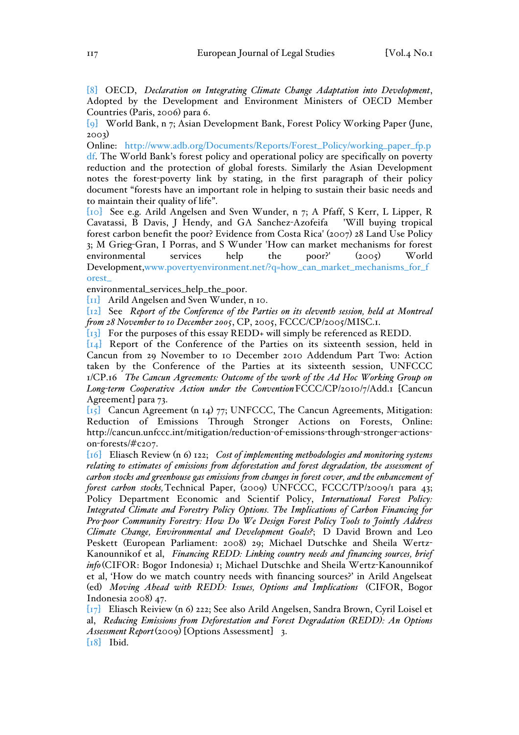[8] OECD, *Declaration on Integrating Climate Change Adaptation into Development*, Adopted by the Development and Environment Ministers of OECD Member Countries (Paris, 2006) para 6.

[9] World Bank, n 7; Asian Development Bank, Forest Policy Working Paper (June, 2003)

Online: http://www.adb.org/Documents/Reports/Forest_Policy/working_paper_fp.pdf. The World Bank's forest policy and operational policy are specifically on poverty reduction and the protection of global forests. Similarly the Asian Development notes the forest-poverty link by stating, in the first paragraph of their policy document "forests have an important role in helping to sustain their basic needs and to maintain their quality of life".

[10] See e.g. Arild Angelsen and Sven Wunder, n 7; A Pfaff, S Kerr, L Lipper, R Cavatassi, B Davis, J Hendy, and GA Sanchez-Azofeifa 'Will buying tropical forest carbon benefit the poor? Evidence from Costa Rica' (2007) 28 Land Use Policy 3; M Grieg-Gran, I Porras, and S Wunder 'How can market mechanisms for forest environmental services help the poor?' (2005) World Development,www.povertyenvironment.net/?q=how_can_market_mechanisms_for_forest_environmental_services_help_the_poor.

[11] Arild Angelsen and Sven Wunder, n 10.

[12] See *Report of the Conference of the Parties on its eleventh session, held at Montreal from 28 November to 10 December 2005*, CP, 2005, FCCC/CP/2005/MISC.1.

[13] For the purposes of this essay REDD+ will simply be referenced as REDD.

[14] Report of the Conference of the Parties on its sixteenth session, held in Cancun from 29 November to 10 December 2010 Addendum Part Two: Action taken by the Conference of the Parties at its sixteenth session, UNFCCC 1/CP.16 *The Cancun Agreements: Outcome of the work of the Ad Hoc Working Group on Long-term Cooperative Action under the Convention* FCCC/CP/2010/7/Add.1 [Cancun Agreement] para 73.

[15] Cancun Agreement (n 14) 77; UNFCCC, The Cancun Agreements, Mitigation: Reduction of Emissions Through Stronger Actions on Forests, Online: http://cancun.unfccc.int/mitigation/reduction-of-emissions-through-stronger-actions-on-forests/#c207.

[16] Eliasch Review (n 6) 122; *Cost of implementing methodologies and monitoring systems relating to estimates of emissions from deforestation and forest degradation, the assessment of carbon stocks and greenhouse gas emissions from changes in forest cover, and the enhancement of forest carbon stocks,* Technical Paper, (2009) UNFCCC, FCCC/TP/2009/1 para 43; Policy Department Economic and Scientif Policy, *International Forest Policy: Integrated Climate and Forestry Policy Options. The Implications of Carbon Financing for Pro-poor Community Forestry: How Do We Design Forest Policy Tools to Jointly Address Climate Change, Environmental and Development Goals?*; D David Brown and Leo Peskett (European Parliament: 2008) 29; Michael Dutschke and Sheila Wertz-Kanounnikof et al, *Financing REDD: Linking country needs and financing sources, brief info* (CIFOR: Bogor Indonesia) 1; Michael Dutschke and Sheila Wertz-Kanounnikof et al, 'How do we match country needs with financing sources?' in Arild Angelseat (ed) *Moving Ahead with REDD: Issues, Options and Implications* (CIFOR, Bogor Indonesia 2008) 47.

[17] Eliasch Reiview (n 6) 222; See also Arild Angelsen, Sandra Brown, Cyril Loisel et al, *Reducing Emissions from Deforestation and Forest Degradation (REDD): An Options Assessment Report* (2009) [Options Assessment] 3.

[18] Ibid.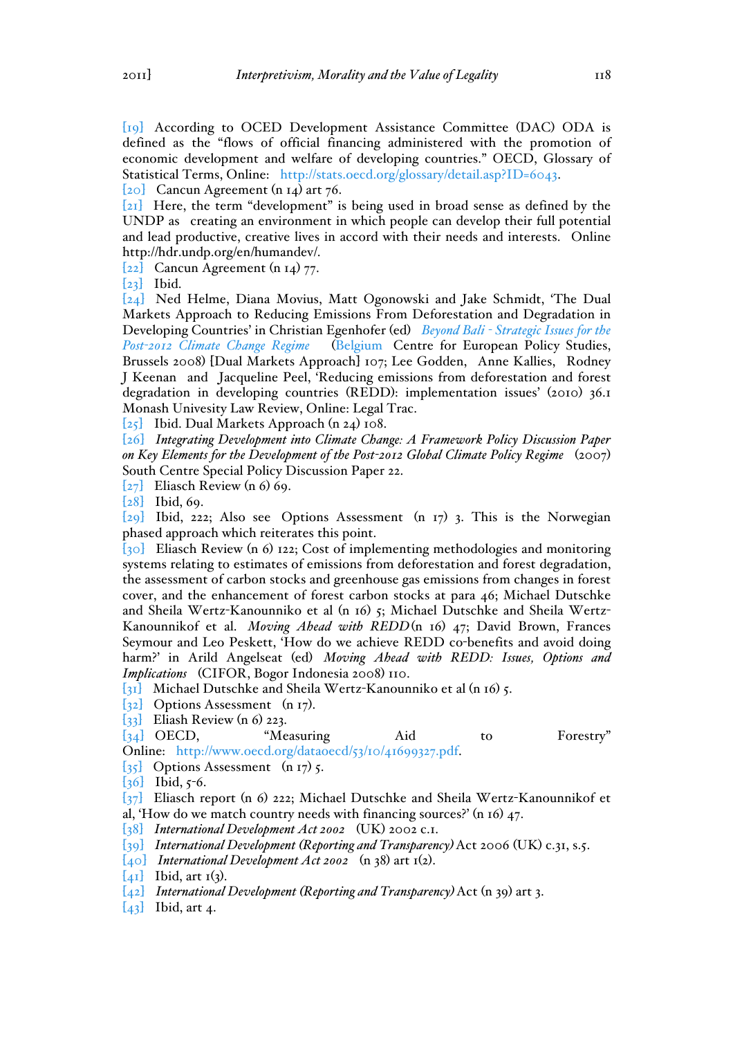[19] According to OCED Development Assistance Committee (DAC) ODA is defined as the "flows of official financing administered with the promotion of economic development and welfare of developing countries." OECD, Glossary of Statistical Terms, Online: http://stats.oecd.org/glossary/detail.asp?ID=6043.

[20] Cancun Agreement (n 14) art 76.

[21] Here, the term "development" is being used in broad sense as defined by the UNDP as creating an environment in which people can develop their full potential and lead productive, creative lives in accord with their needs and interests. Online http://hdr.undp.org/en/humandev/.

[22] Cancun Agreement (n 14) 77.

[23] Ibid.

[24] Ned Helme, Diana Movius, Matt Ogonowski and Jake Schmidt, 'The Dual Markets Approach to Reducing Emissions From Deforestation and Degradation in Developing Countries' in Christian Egenhofer (ed) *Beyond Bali - Strategic Issues for the Post-2012 Climate Change Regime* (Belgium Centre for European Policy Studies, Brussels 2008) [Dual Markets Approach] 107; Lee Godden, Anne Kallies, Rodney J Keenan and Jacqueline Peel, 'Reducing emissions from deforestation and forest degradation in developing countries (REDD): implementation issues' (2010) 36.1 Monash Univesity Law Review, Online: Legal Trac.

[25] Ibid. Dual Markets Approach (n 24) 108.

[26] *Integrating Development into Climate Change: A Framework Policy Discussion Paper on Key Elements for the Development of the Post-2012 Global Climate Policy Regime* (2007) South Centre Special Policy Discussion Paper 22.

[27] Eliasch Review (n 6) 69.

[28] Ibid, 69.

[29] Ibid, 222; Also see Options Assessment (n 17) 3. This is the Norwegian phased approach which reiterates this point.

[30] Eliasch Review (n 6) 122; Cost of implementing methodologies and monitoring systems relating to estimates of emissions from deforestation and forest degradation, the assessment of carbon stocks and greenhouse gas emissions from changes in forest cover, and the enhancement of forest carbon stocks at para 46; Michael Dutschke and Sheila Wertz-Kanounniko et al (n 16) 5; Michael Dutschke and Sheila Wertz-Kanounnikof et al. *Moving Ahead with REDD* (n 16) 47; David Brown, Frances Seymour and Leo Peskett, 'How do we achieve REDD co-benefits and avoid doing harm?' in Arild Angelseat (ed) *Moving Ahead with REDD: Issues, Options and Implications* (CIFOR, Bogor Indonesia 2008) 110.

[31] Michael Dutschke and Sheila Wertz-Kanounniko et al (n 16) 5.

[32] Options Assessment (n 17).

[33] Eliash Review (n 6) 223.

[34] OECD, "Measuring Aid to Forestry" Online: http://www.oecd.org/dataoecd/53/10/41699327.pdf.

[35] Options Assessment (n 17) 5.

[36] Ibid, 5-6.

[37] Eliasch report (n 6) 222; Michael Dutschke and Sheila Wertz-Kanounnikof et al, 'How do we match country needs with financing sources?' (n 16) 47.

[38] *International Development Act 2002* (UK) 2002 c.1.

[39] *International Development (Reporting and Transparency)* Act 2006 (UK) c.31, s.5.

[40] *International Development Act 2002* (n 38) art 1(2).

[41] Ibid, art 1(3).

[42] *International Development (Reporting and Transparency)* Act (n 39) art 3.

[43] Ibid, art 4.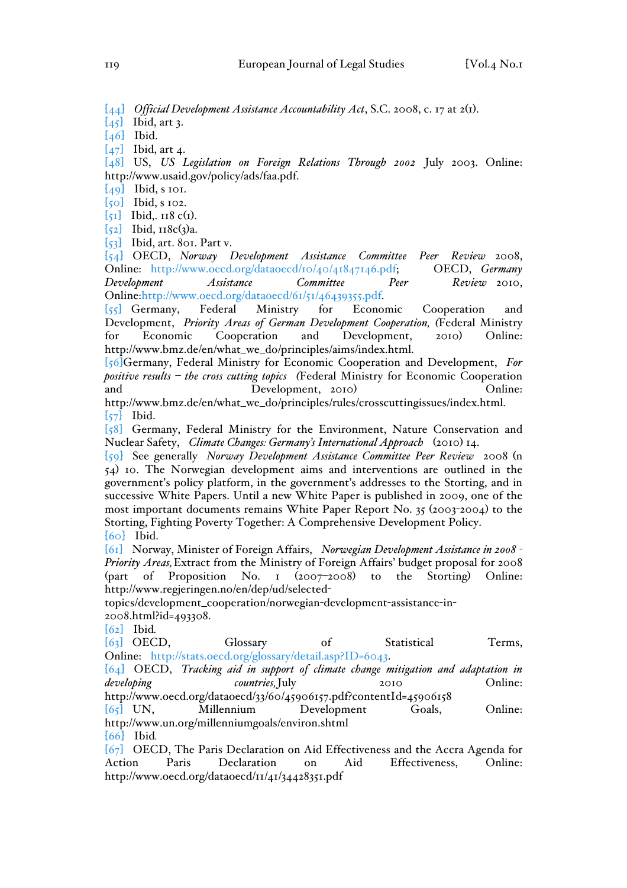[44] *Official Development Assistance Accountability Act*, S.C. 2008, c. 17 at 2(1).

[45] Ibid, art 3.

[46] Ibid.

[47] Ibid, art 4.

[48] US, *US Legislation on Foreign Relations Through 2002* July 2003. Online: http://www.usaid.gov/policy/ads/faa.pdf.

[49] Ibid, s 101.

[50] Ibid, s 102.

[51] Ibid,. 118 c(1).

[52] Ibid, 118c(3)a.

[53] Ibid, art. 801. Part v.

[54] OECD, *Norway Development Assistance Committee Peer Review* 2008, Online: http://www.oecd.org/dataoecd/10/40/41847146.pdf; OECD, *Germany Development Assistance Committee Peer Review* 2010, Online:http://www.oecd.org/dataoecd/61/51/46439355.pdf.

[55] Germany, Federal Ministry for Economic Cooperation and Development, *Priority Areas of German Development Cooperation,* (Federal Ministry for Economic Cooperation and Development, 2010) Online: http://www.bmz.de/en/what_we_do/principles/aims/index.html.

[56]Germany, Federal Ministry for Economic Cooperation and Development, *For positive results – the cross cutting topics* (Federal Ministry for Economic Cooperation and Development, 2010) Online: http://www.bmz.de/en/what_we_do/principles/rules/crosscuttingissues/index.html.

[57] Ibid.

[58] Germany, Federal Ministry for the Environment, Nature Conservation and Nuclear Safety, *Climate Changes: Germany's International Approach* (2010) 14.

[59] See generally *Norway Development Assistance Committee Peer Review* 2008 (n 54) 10. The Norwegian development aims and interventions are outlined in the government's policy platform, in the government's addresses to the Storting, and in successive White Papers. Until a new White Paper is published in 2009, one of the most important documents remains White Paper Report No. 35 (2003-2004) to the Storting, Fighting Poverty Together: A Comprehensive Development Policy.

[60] Ibid.

[61] Norway, Minister of Foreign Affairs, *Norwegian Development Assistance in 2008 - Priority Areas,* Extract from the Ministry of Foreign Affairs' budget proposal for 2008 (part of Proposition No. 1 (2007–2008) to the Storting) Online: http://www.regjeringen.no/en/dep/ud/selected-topics/development_cooperation/norwegian-development-assistance-in-2008.html?id=493308.

[62] Ibid.

[63] OECD, Glossary of Statistical Terms, Online: http://stats.oecd.org/glossary/detail.asp?ID=6043.

[64] OECD, *Tracking aid in support of climate change mitigation and adaptation in developing countries,* July 2010 Online: http://www.oecd.org/dataoecd/33/60/45906157.pdf?contentId=45906158

[65] UN, Millennium Development Goals, Online: http://www.un.org/millenniumgoals/environ.shtml

[66] Ibid.

[67] OECD, The Paris Declaration on Aid Effectiveness and the Accra Agenda for Action Paris Declaration on Aid Effectiveness, Online: http://www.oecd.org/dataoecd/11/41/34428351.pdf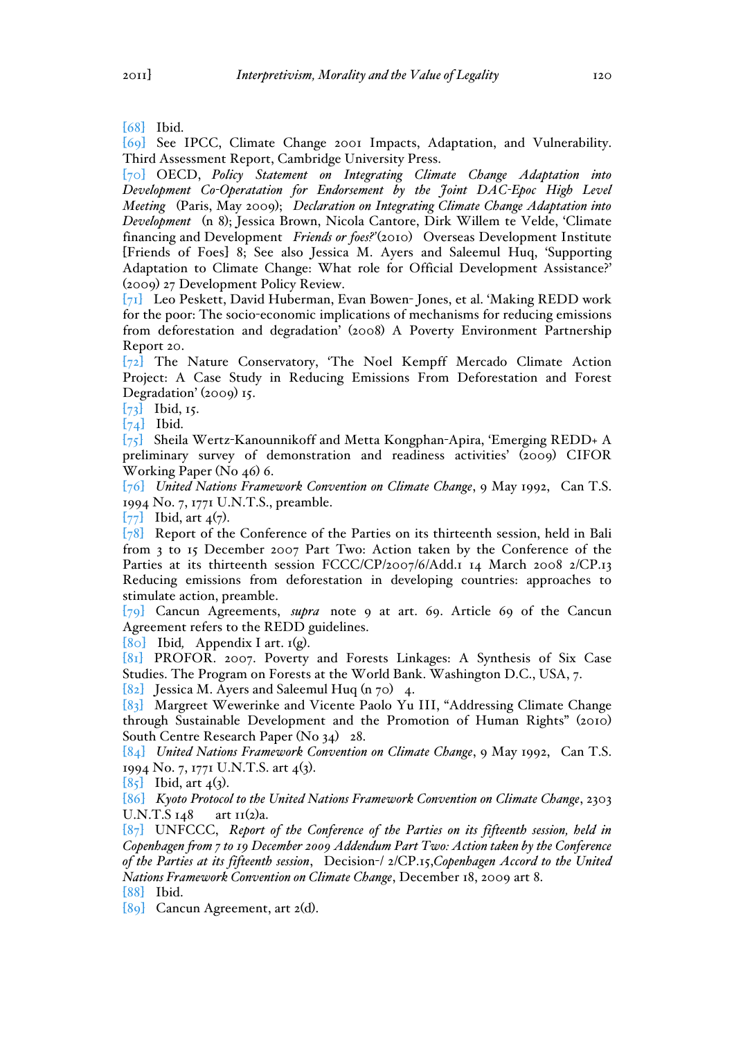[68] Ibid.

[69] See IPCC, Climate Change 2001 Impacts, Adaptation, and Vulnerability. Third Assessment Report, Cambridge University Press.

[70] OECD, *Policy Statement on Integrating Climate Change Adaptation into Development Co-Operatation for Endorsement by the Joint DAC-Epoc High Level Meeting* (Paris, May 2009); *Declaration on Integrating Climate Change Adaptation into Development* (n 8); Jessica Brown, Nicola Cantore, Dirk Willem te Velde, 'Climate financing and Development *Friends or foes?'*(2010) Overseas Development Institute [Friends of Foes] 8; See also Jessica M. Ayers and Saleemul Huq, 'Supporting Adaptation to Climate Change: What role for Official Development Assistance?' (2009) 27 Development Policy Review.

[71] Leo Peskett, David Huberman, Evan Bowen- Jones, et al. 'Making REDD work for the poor: The socio-economic implications of mechanisms for reducing emissions from deforestation and degradation' (2008) A Poverty Environment Partnership Report 20.

[72] The Nature Conservatory, 'The Noel Kempff Mercado Climate Action Project: A Case Study in Reducing Emissions From Deforestation and Forest Degradation' (2009) 15.

[73] Ibid, 15.

[74] Ibid.

[75] Sheila Wertz-Kanounnikoff and Metta Kongphan-Apira, 'Emerging REDD+ A preliminary survey of demonstration and readiness activities' (2009) CIFOR Working Paper (No 46) 6.

[76] *United Nations Framework Convention on Climate Change*, 9 May 1992, Can T.S. 1994 No. 7, 1771 U.N.T.S., preamble.

[77] Ibid, art 4(7).

[78] Report of the Conference of the Parties on its thirteenth session, held in Bali from 3 to 15 December 2007 Part Two: Action taken by the Conference of the Parties at its thirteenth session FCCC/CP/2007/6/Add.1 14 March 2008 2/CP.13 Reducing emissions from deforestation in developing countries: approaches to stimulate action, preamble.

[79] Cancun Agreements, *supra* note 9 at art. 69. Article 69 of the Cancun Agreement refers to the REDD guidelines.

[80] Ibid*,* Appendix I art. 1(g).

[81] PROFOR. 2007. Poverty and Forests Linkages: A Synthesis of Six Case Studies. The Program on Forests at the World Bank. Washington D.C., USA, 7.

[82] Jessica M. Ayers and Saleemul Huq (n 70) 4.

[83] Margreet Wewerinke and Vicente Paolo Yu III, "Addressing Climate Change through Sustainable Development and the Promotion of Human Rights" (2010) South Centre Research Paper (No 34) 28.

[84] *United Nations Framework Convention on Climate Change*, 9 May 1992, Can T.S. 1994 No. 7, 1771 U.N.T.S. art 4(3).

[85] Ibid, art 4(3).

[86] *Kyoto Protocol to the United Nations Framework Convention on Climate Change*, 2303 U.N.T.S 148 art 11(2)a.

[87] UNFCCC, *Report of the Conference of the Parties on its fifteenth session, held in Copenhagen from 7 to 19 December 2009 Addendum Part Two: Action taken by the Conference of the Parties at its fifteenth session*, Decision-/ 2/CP.15,*Copenhagen Accord to the United Nations Framework Convention on Climate Change*, December 18, 2009 art 8.

[88] Ibid.

[89] Cancun Agreement, art 2(d).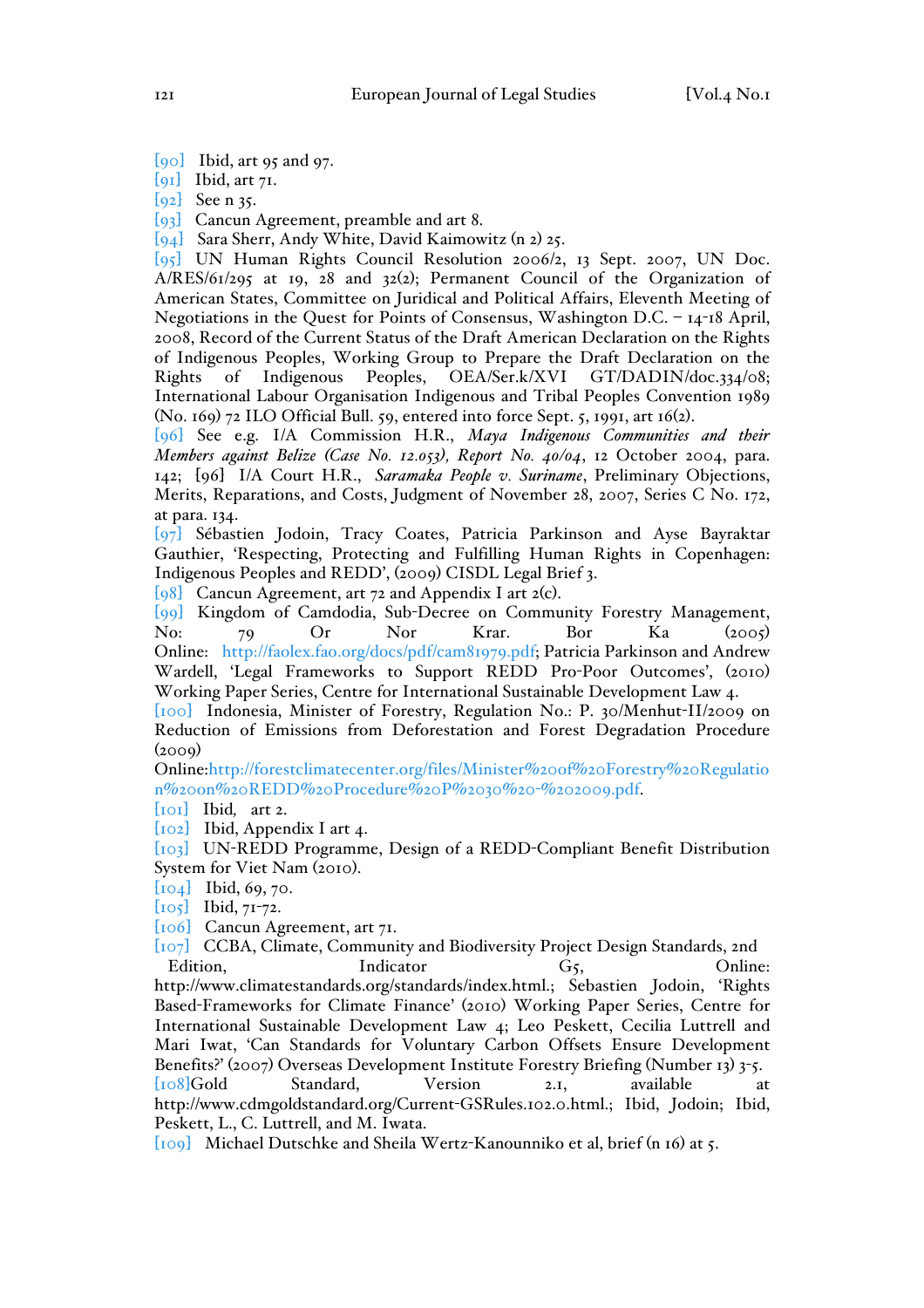[90] Ibid, art 95 and 97.

[91] Ibid, art 71.

[92] See n 35.

[93] Cancun Agreement, preamble and art 8.

[94] Sara Sherr, Andy White, David Kaimowitz (n 2) 25.

[95] UN Human Rights Council Resolution 2006/2, 13 Sept. 2007, UN Doc. A/RES/61/295 at 19, 28 and 32(2); Permanent Council of the Organization of American States, Committee on Juridical and Political Affairs, Eleventh Meeting of Negotiations in the Quest for Points of Consensus, Washington D.C. – 14-18 April, 2008, Record of the Current Status of the Draft American Declaration on the Rights of Indigenous Peoples, Working Group to Prepare the Draft Declaration on the Rights of Indigenous Peoples, OEA/Ser.k/XVI GT/DADIN/doc.334/08; International Labour Organisation Indigenous and Tribal Peoples Convention 1989 (No. 169) 72 ILO Official Bull. 59, entered into force Sept. 5, 1991, art 16(2).

[96] See e.g. I/A Commission H.R., *Maya Indigenous Communities and their Members against Belize (Case No. 12.053), Report No. 40/04*, 12 October 2004, para. 142; [96] I/A Court H.R., *Saramaka People v. Suriname*, Preliminary Objections, Merits, Reparations, and Costs, Judgment of November 28, 2007, Series C No. 172, at para. 134.

[97] Sébastien Jodoin, Tracy Coates, Patricia Parkinson and Ayse Bayraktar Gauthier, 'Respecting, Protecting and Fulfilling Human Rights in Copenhagen: Indigenous Peoples and REDD', (2009) CISDL Legal Brief 3.

[98] Cancun Agreement, art 72 and Appendix I art 2(c).

[99] Kingdom of Camdodia, Sub-Decree on Community Forestry Management, No: 79 Or Nor Krar. Bor Ka (2005) Online: http://faolex.fao.org/docs/pdf/cam81979.pdf; Patricia Parkinson and Andrew Wardell, 'Legal Frameworks to Support REDD Pro-Poor Outcomes', (2010) Working Paper Series, Centre for International Sustainable Development Law 4.

[100] Indonesia, Minister of Forestry, Regulation No.: P. 30/Menhut-II/2009 on Reduction of Emissions from Deforestation and Forest Degradation Procedure (2009) Online:http://forestclimatecenter.org/files/Minister%20of%20Forestry%20Regulation%20on%20REDD%20Procedure%20P%2030%20-%202009.pdf.

[101] Ibid, art 2.

[102] Ibid, Appendix I art 4.

[103] UN-REDD Programme, Design of a REDD-Compliant Benefit Distribution System for Viet Nam (2010).

[104] Ibid, 69, 70.

[105] Ibid, 71-72.

[106] Cancun Agreement, art 71.

[107] CCBA, Climate, Community and Biodiversity Project Design Standards, 2nd Edition, Indicator G5, Online: http://www.climatestandards.org/standards/index.html.; Sebastien Jodoin, 'Rights Based-Frameworks for Climate Finance' (2010) Working Paper Series, Centre for International Sustainable Development Law 4; Leo Peskett, Cecilia Luttrell and Mari Iwat, 'Can Standards for Voluntary Carbon Offsets Ensure Development Benefits?' (2007) Overseas Development Institute Forestry Briefing (Number 13) 3-5.

[108] Gold Standard, Version 2.1, available at http://www.cdmgoldstandard.org/Current-GSRules.102.0.html.; Ibid, Jodoin; Ibid, Peskett, L., C. Luttrell, and M. Iwata.

[109] Michael Dutschke and Sheila Wertz-Kanounniko et al, brief (n 16) at 5.